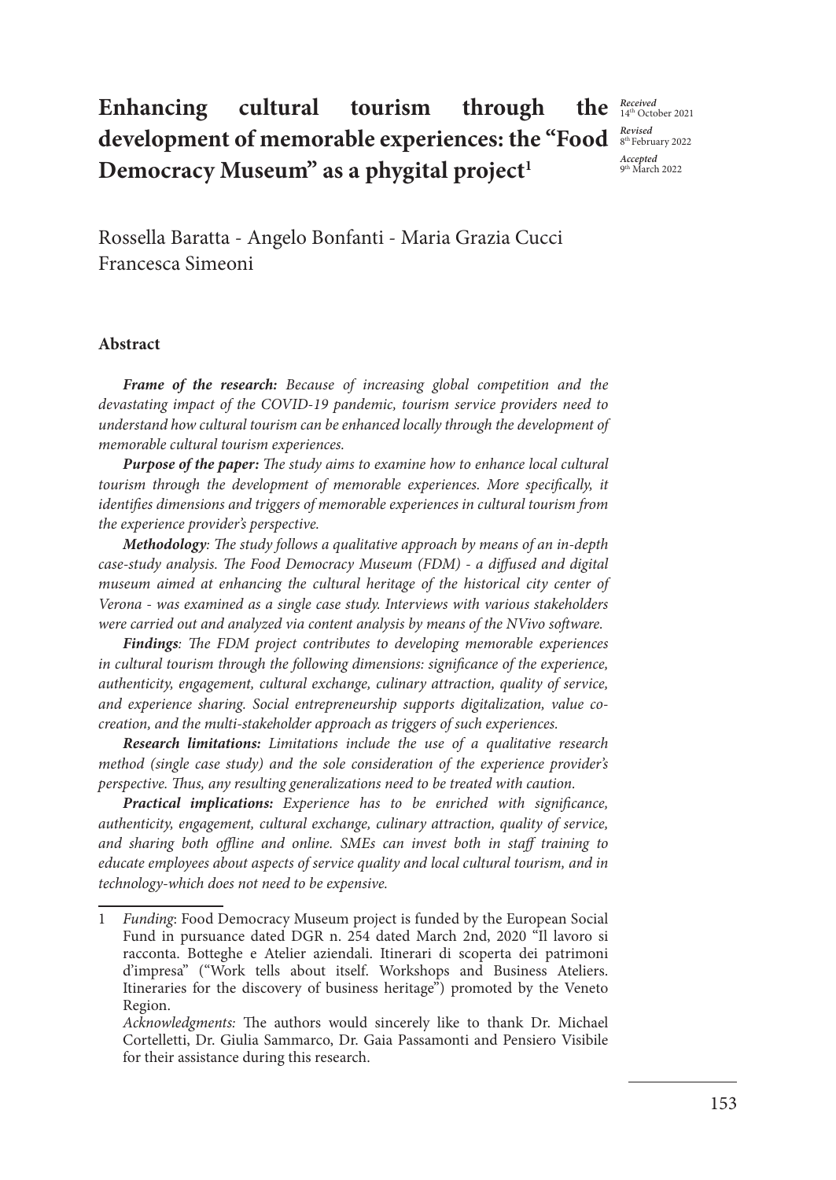# Enhancing cultural tourism through the development of memorable experiences: the "Food Democracy Museum" as a phygital project[1]

*Received* 14th October 2021
*Revised* 8th February 2022
*Accepted* 9th March 2022

Rossella Baratta - Angelo Bonfanti - Maria Grazia Cucci
Francesca Simeoni

## Abstract

***Frame of the research:*** *Because of increasing global competition and the devastating impact of the COVID-19 pandemic, tourism service providers need to understand how cultural tourism can be enhanced locally through the development of memorable cultural tourism experiences.*

***Purpose of the paper:*** *The study aims to examine how to enhance local cultural tourism through the development of memorable experiences. More specifically, it identifies dimensions and triggers of memorable experiences in cultural tourism from the experience provider's perspective.*

***Methodology:*** *The study follows a qualitative approach by means of an in-depth case-study analysis. The Food Democracy Museum (FDM) - a diffused and digital museum aimed at enhancing the cultural heritage of the historical city center of Verona - was examined as a single case study. Interviews with various stakeholders were carried out and analyzed via content analysis by means of the NVivo software.*

***Findings:*** *The FDM project contributes to developing memorable experiences in cultural tourism through the following dimensions: significance of the experience, authenticity, engagement, cultural exchange, culinary attraction, quality of service, and experience sharing. Social entrepreneurship supports digitalization, value co-creation, and the multi-stakeholder approach as triggers of such experiences.*

***Research limitations:*** *Limitations include the use of a qualitative research method (single case study) and the sole consideration of the experience provider's perspective. Thus, any resulting generalizations need to be treated with caution.*

***Practical implications:*** *Experience has to be enriched with significance, authenticity, engagement, cultural exchange, culinary attraction, quality of service, and sharing both offline and online. SMEs can invest both in staff training to educate employees about aspects of service quality and local cultural tourism, and in technology-which does not need to be expensive.*

---

1 *Funding*: Food Democracy Museum project is funded by the European Social Fund in pursuance dated DGR n. 254 dated March 2nd, 2020 "Il lavoro si racconta. Botteghe e Atelier aziendali. Itinerari di scoperta dei patrimoni d'impresa" ("Work tells about itself. Workshops and Business Ateliers. Itineraries for the discovery of business heritage") promoted by the Veneto Region.

*Acknowledgments:* The authors would sincerely like to thank Dr. Michael Cortelletti, Dr. Giulia Sammarco, Dr. Gaia Passamonti and Pensiero Visibile for their assistance during this research.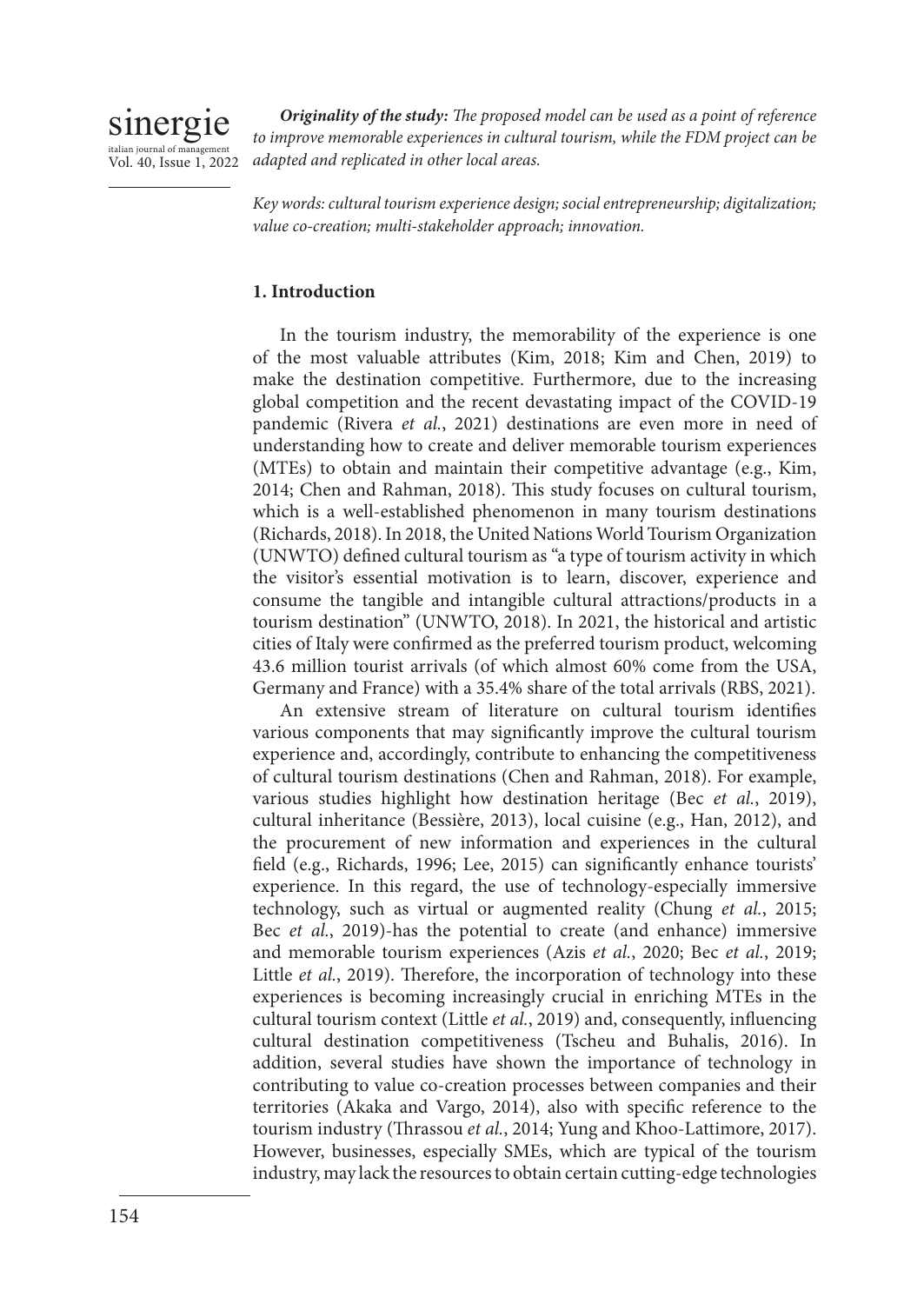***Originality of the study:*** *The proposed model can be used as a point of reference to improve memorable experiences in cultural tourism, while the FDM project can be adapted and replicated in other local areas.*

*Key words: cultural tourism experience design; social entrepreneurship; digitalization; value co-creation; multi-stakeholder approach; innovation.*

## 1. Introduction

In the tourism industry, the memorability of the experience is one of the most valuable attributes (Kim, 2018; Kim and Chen, 2019) to make the destination competitive. Furthermore, due to the increasing global competition and the recent devastating impact of the COVID-19 pandemic (Rivera *et al.*, 2021) destinations are even more in need of understanding how to create and deliver memorable tourism experiences (MTEs) to obtain and maintain their competitive advantage (e.g., Kim, 2014; Chen and Rahman, 2018). This study focuses on cultural tourism, which is a well-established phenomenon in many tourism destinations (Richards, 2018). In 2018, the United Nations World Tourism Organization (UNWTO) defined cultural tourism as "a type of tourism activity in which the visitor's essential motivation is to learn, discover, experience and consume the tangible and intangible cultural attractions/products in a tourism destination" (UNWTO, 2018). In 2021, the historical and artistic cities of Italy were confirmed as the preferred tourism product, welcoming 43.6 million tourist arrivals (of which almost 60% come from the USA, Germany and France) with a 35.4% share of the total arrivals (RBS, 2021).

An extensive stream of literature on cultural tourism identifies various components that may significantly improve the cultural tourism experience and, accordingly, contribute to enhancing the competitiveness of cultural tourism destinations (Chen and Rahman, 2018). For example, various studies highlight how destination heritage (Bec *et al.*, 2019), cultural inheritance (Bessière, 2013), local cuisine (e.g., Han, 2012), and the procurement of new information and experiences in the cultural field (e.g., Richards, 1996; Lee, 2015) can significantly enhance tourists' experience. In this regard, the use of technology-especially immersive technology, such as virtual or augmented reality (Chung *et al.*, 2015; Bec *et al.*, 2019)-has the potential to create (and enhance) immersive and memorable tourism experiences (Azis *et al.*, 2020; Bec *et al.*, 2019; Little *et al.*, 2019). Therefore, the incorporation of technology into these experiences is becoming increasingly crucial in enriching MTEs in the cultural tourism context (Little *et al.*, 2019) and, consequently, influencing cultural destination competitiveness (Tscheu and Buhalis, 2016). In addition, several studies have shown the importance of technology in contributing to value co-creation processes between companies and their territories (Akaka and Vargo, 2014), also with specific reference to the tourism industry (Thrassou *et al.*, 2014; Yung and Khoo-Lattimore, 2017). However, businesses, especially SMEs, which are typical of the tourism industry, may lack the resources to obtain certain cutting-edge technologies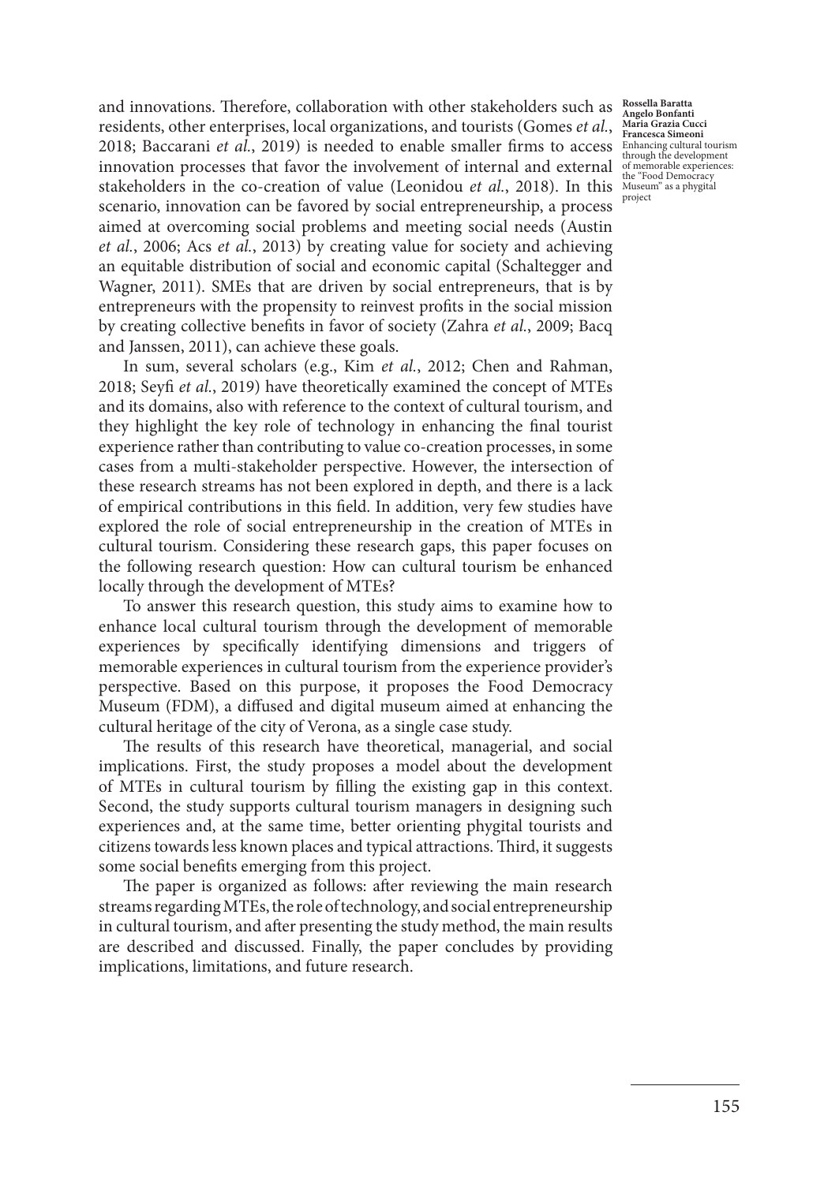and innovations. Therefore, collaboration with other stakeholders such as residents, other enterprises, local organizations, and tourists (Gomes *et al.*, 2018; Baccarani *et al.*, 2019) is needed to enable smaller firms to access innovation processes that favor the involvement of internal and external stakeholders in the co-creation of value (Leonidou *et al.*, 2018). In this scenario, innovation can be favored by social entrepreneurship, a process aimed at overcoming social problems and meeting social needs (Austin *et al.*, 2006; Acs *et al.*, 2013) by creating value for society and achieving an equitable distribution of social and economic capital (Schaltegger and Wagner, 2011). SMEs that are driven by social entrepreneurs, that is by entrepreneurs with the propensity to reinvest profits in the social mission by creating collective benefits in favor of society (Zahra *et al.*, 2009; Bacq and Janssen, 2011), can achieve these goals.

In sum, several scholars (e.g., Kim *et al.*, 2012; Chen and Rahman, 2018; Seyfi *et al.*, 2019) have theoretically examined the concept of MTEs and its domains, also with reference to the context of cultural tourism, and they highlight the key role of technology in enhancing the final tourist experience rather than contributing to value co-creation processes, in some cases from a multi-stakeholder perspective. However, the intersection of these research streams has not been explored in depth, and there is a lack of empirical contributions in this field. In addition, very few studies have explored the role of social entrepreneurship in the creation of MTEs in cultural tourism. Considering these research gaps, this paper focuses on the following research question: How can cultural tourism be enhanced locally through the development of MTEs?

To answer this research question, this study aims to examine how to enhance local cultural tourism through the development of memorable experiences by specifically identifying dimensions and triggers of memorable experiences in cultural tourism from the experience provider's perspective. Based on this purpose, it proposes the Food Democracy Museum (FDM), a diffused and digital museum aimed at enhancing the cultural heritage of the city of Verona, as a single case study.

The results of this research have theoretical, managerial, and social implications. First, the study proposes a model about the development of MTEs in cultural tourism by filling the existing gap in this context. Second, the study supports cultural tourism managers in designing such experiences and, at the same time, better orienting phygital tourists and citizens towards less known places and typical attractions. Third, it suggests some social benefits emerging from this project.

The paper is organized as follows: after reviewing the main research streams regarding MTEs, the role of technology, and social entrepreneurship in cultural tourism, and after presenting the study method, the main results are described and discussed. Finally, the paper concludes by providing implications, limitations, and future research.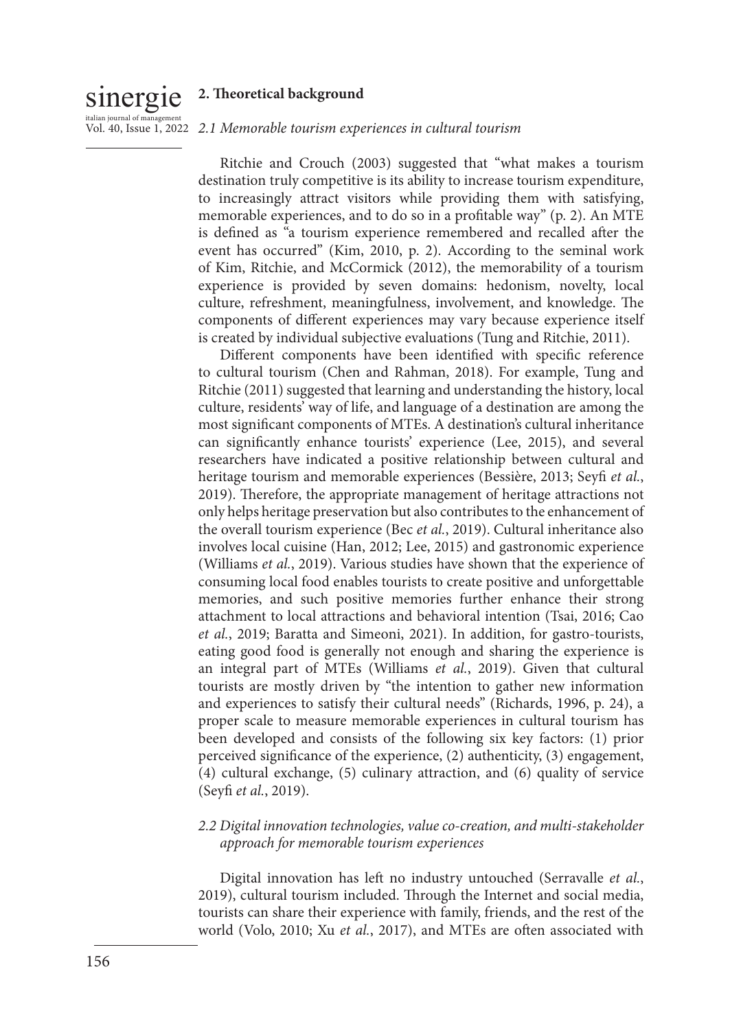## 2. Theoretical background

### *2.1 Memorable tourism experiences in cultural tourism*

Ritchie and Crouch (2003) suggested that "what makes a tourism destination truly competitive is its ability to increase tourism expenditure, to increasingly attract visitors while providing them with satisfying, memorable experiences, and to do so in a profitable way" (p. 2). An MTE is defined as "a tourism experience remembered and recalled after the event has occurred" (Kim, 2010, p. 2). According to the seminal work of Kim, Ritchie, and McCormick (2012), the memorability of a tourism experience is provided by seven domains: hedonism, novelty, local culture, refreshment, meaningfulness, involvement, and knowledge. The components of different experiences may vary because experience itself is created by individual subjective evaluations (Tung and Ritchie, 2011).

Different components have been identified with specific reference to cultural tourism (Chen and Rahman, 2018). For example, Tung and Ritchie (2011) suggested that learning and understanding the history, local culture, residents' way of life, and language of a destination are among the most significant components of MTEs. A destination's cultural inheritance can significantly enhance tourists' experience (Lee, 2015), and several researchers have indicated a positive relationship between cultural and heritage tourism and memorable experiences (Bessière, 2013; Seyfi *et al.*, 2019). Therefore, the appropriate management of heritage attractions not only helps heritage preservation but also contributes to the enhancement of the overall tourism experience (Bec *et al.*, 2019). Cultural inheritance also involves local cuisine (Han, 2012; Lee, 2015) and gastronomic experience (Williams *et al.*, 2019). Various studies have shown that the experience of consuming local food enables tourists to create positive and unforgettable memories, and such positive memories further enhance their strong attachment to local attractions and behavioral intention (Tsai, 2016; Cao *et al.*, 2019; Baratta and Simeoni, 2021). In addition, for gastro-tourists, eating good food is generally not enough and sharing the experience is an integral part of MTEs (Williams *et al.*, 2019). Given that cultural tourists are mostly driven by "the intention to gather new information and experiences to satisfy their cultural needs" (Richards, 1996, p. 24), a proper scale to measure memorable experiences in cultural tourism has been developed and consists of the following six key factors: (1) prior perceived significance of the experience, (2) authenticity, (3) engagement, (4) cultural exchange, (5) culinary attraction, and (6) quality of service (Seyfi *et al.*, 2019).

### *2.2 Digital innovation technologies, value co-creation, and multi-stakeholder approach for memorable tourism experiences*

Digital innovation has left no industry untouched (Serravalle *et al.*, 2019), cultural tourism included. Through the Internet and social media, tourists can share their experience with family, friends, and the rest of the world (Volo, 2010; Xu *et al.*, 2017), and MTEs are often associated with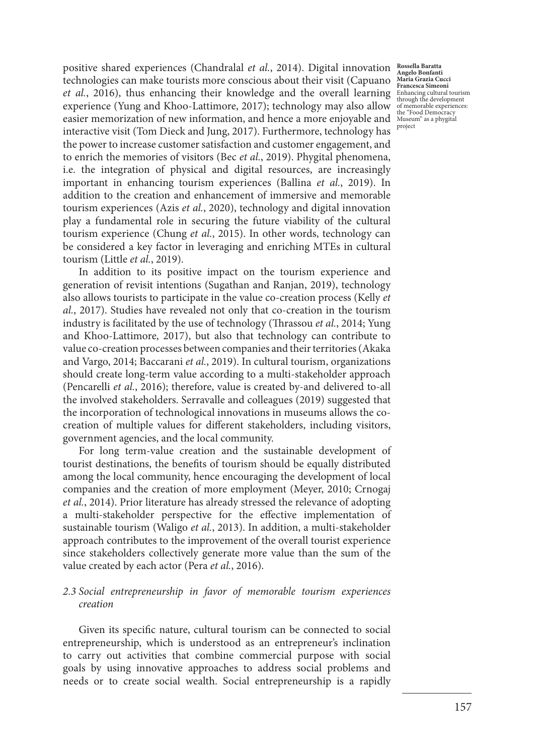positive shared experiences (Chandralal *et al.*, 2014). Digital innovation technologies can make tourists more conscious about their visit (Capuano *et al.*, 2016), thus enhancing their knowledge and the overall learning experience (Yung and Khoo-Lattimore, 2017); technology may also allow easier memorization of new information, and hence a more enjoyable and interactive visit (Tom Dieck and Jung, 2017). Furthermore, technology has the power to increase customer satisfaction and customer engagement, and to enrich the memories of visitors (Bec *et al.*, 2019). Phygital phenomena, i.e. the integration of physical and digital resources, are increasingly important in enhancing tourism experiences (Ballina *et al.*, 2019). In addition to the creation and enhancement of immersive and memorable tourism experiences (Azis *et al.*, 2020), technology and digital innovation play a fundamental role in securing the future viability of the cultural tourism experience (Chung *et al.*, 2015). In other words, technology can be considered a key factor in leveraging and enriching MTEs in cultural tourism (Little *et al.*, 2019).

In addition to its positive impact on the tourism experience and generation of revisit intentions (Sugathan and Ranjan, 2019), technology also allows tourists to participate in the value co-creation process (Kelly *et al.*, 2017). Studies have revealed not only that co-creation in the tourism industry is facilitated by the use of technology (Thrassou *et al.*, 2014; Yung and Khoo-Lattimore, 2017), but also that technology can contribute to value co-creation processes between companies and their territories (Akaka and Vargo, 2014; Baccarani *et al.*, 2019). In cultural tourism, organizations should create long-term value according to a multi-stakeholder approach (Pencarelli *et al.*, 2016); therefore, value is created by-and delivered to-all the involved stakeholders. Serravalle and colleagues (2019) suggested that the incorporation of technological innovations in museums allows the co-creation of multiple values for different stakeholders, including visitors, government agencies, and the local community.

For long term-value creation and the sustainable development of tourist destinations, the benefits of tourism should be equally distributed among the local community, hence encouraging the development of local companies and the creation of more employment (Meyer, 2010; Crnogaj *et al.*, 2014). Prior literature has already stressed the relevance of adopting a multi-stakeholder perspective for the effective implementation of sustainable tourism (Waligo *et al.*, 2013). In addition, a multi-stakeholder approach contributes to the improvement of the overall tourist experience since stakeholders collectively generate more value than the sum of the value created by each actor (Pera *et al.*, 2016).

### *2.3 Social entrepreneurship in favor of memorable tourism experiences creation*

Given its specific nature, cultural tourism can be connected to social entrepreneurship, which is understood as an entrepreneur's inclination to carry out activities that combine commercial purpose with social goals by using innovative approaches to address social problems and needs or to create social wealth. Social entrepreneurship is a rapidly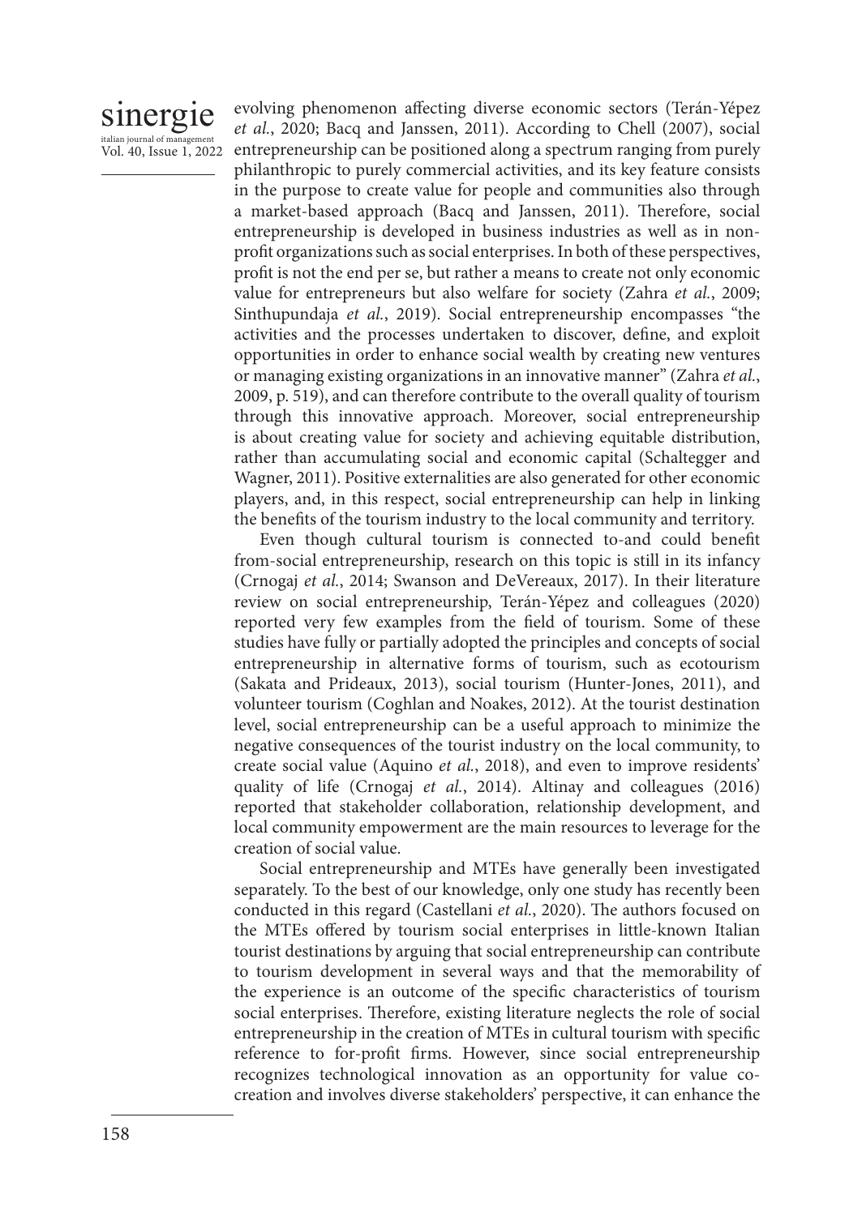evolving phenomenon affecting diverse economic sectors (Terán-Yépez *et al.*, 2020; Bacq and Janssen, 2011). According to Chell (2007), social entrepreneurship can be positioned along a spectrum ranging from purely philanthropic to purely commercial activities, and its key feature consists in the purpose to create value for people and communities also through a market-based approach (Bacq and Janssen, 2011). Therefore, social entrepreneurship is developed in business industries as well as in non-profit organizations such as social enterprises. In both of these perspectives, profit is not the end per se, but rather a means to create not only economic value for entrepreneurs but also welfare for society (Zahra *et al.*, 2009; Sinthupundaja *et al.*, 2019). Social entrepreneurship encompasses "the activities and the processes undertaken to discover, define, and exploit opportunities in order to enhance social wealth by creating new ventures or managing existing organizations in an innovative manner" (Zahra *et al.*, 2009, p. 519), and can therefore contribute to the overall quality of tourism through this innovative approach. Moreover, social entrepreneurship is about creating value for society and achieving equitable distribution, rather than accumulating social and economic capital (Schaltegger and Wagner, 2011). Positive externalities are also generated for other economic players, and, in this respect, social entrepreneurship can help in linking the benefits of the tourism industry to the local community and territory.

Even though cultural tourism is connected to-and could benefit from-social entrepreneurship, research on this topic is still in its infancy (Crnogaj *et al.*, 2014; Swanson and DeVereaux, 2017). In their literature review on social entrepreneurship, Terán-Yépez and colleagues (2020) reported very few examples from the field of tourism. Some of these studies have fully or partially adopted the principles and concepts of social entrepreneurship in alternative forms of tourism, such as ecotourism (Sakata and Prideaux, 2013), social tourism (Hunter-Jones, 2011), and volunteer tourism (Coghlan and Noakes, 2012). At the tourist destination level, social entrepreneurship can be a useful approach to minimize the negative consequences of the tourist industry on the local community, to create social value (Aquino *et al.*, 2018), and even to improve residents' quality of life (Crnogaj *et al.*, 2014). Altinay and colleagues (2016) reported that stakeholder collaboration, relationship development, and local community empowerment are the main resources to leverage for the creation of social value.

Social entrepreneurship and MTEs have generally been investigated separately. To the best of our knowledge, only one study has recently been conducted in this regard (Castellani *et al.*, 2020). The authors focused on the MTEs offered by tourism social enterprises in little-known Italian tourist destinations by arguing that social entrepreneurship can contribute to tourism development in several ways and that the memorability of the experience is an outcome of the specific characteristics of tourism social enterprises. Therefore, existing literature neglects the role of social entrepreneurship in the creation of MTEs in cultural tourism with specific reference to for-profit firms. However, since social entrepreneurship recognizes technological innovation as an opportunity for value co-creation and involves diverse stakeholders' perspective, it can enhance the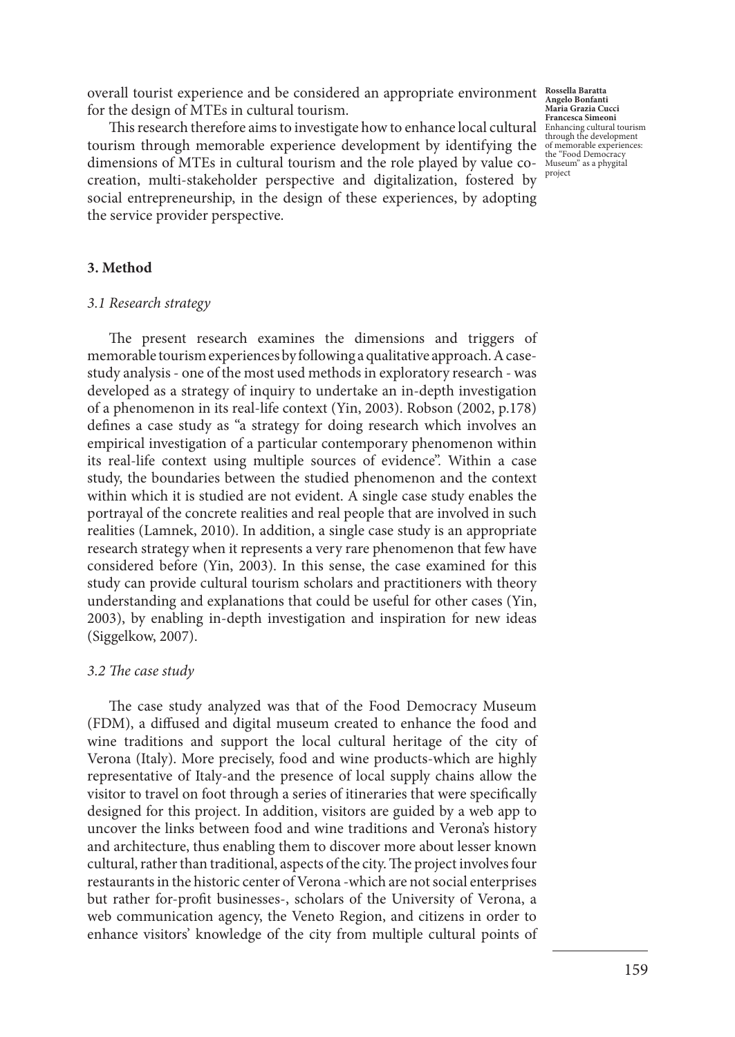overall tourist experience and be considered an appropriate environment for the design of MTEs in cultural tourism.

This research therefore aims to investigate how to enhance local cultural tourism through memorable experience development by identifying the dimensions of MTEs in cultural tourism and the role played by value co-creation, multi-stakeholder perspective and digitalization, fostered by social entrepreneurship, in the design of these experiences, by adopting the service provider perspective.

## 3. Method

### *3.1 Research strategy*

The present research examines the dimensions and triggers of memorable tourism experiences by following a qualitative approach. A case-study analysis - one of the most used methods in exploratory research - was developed as a strategy of inquiry to undertake an in-depth investigation of a phenomenon in its real-life context (Yin, 2003). Robson (2002, p.178) defines a case study as "a strategy for doing research which involves an empirical investigation of a particular contemporary phenomenon within its real-life context using multiple sources of evidence". Within a case study, the boundaries between the studied phenomenon and the context within which it is studied are not evident. A single case study enables the portrayal of the concrete realities and real people that are involved in such realities (Lamnek, 2010). In addition, a single case study is an appropriate research strategy when it represents a very rare phenomenon that few have considered before (Yin, 2003). In this sense, the case examined for this study can provide cultural tourism scholars and practitioners with theory understanding and explanations that could be useful for other cases (Yin, 2003), by enabling in-depth investigation and inspiration for new ideas (Siggelkow, 2007).

### *3.2 The case study*

The case study analyzed was that of the Food Democracy Museum (FDM), a diffused and digital museum created to enhance the food and wine traditions and support the local cultural heritage of the city of Verona (Italy). More precisely, food and wine products-which are highly representative of Italy-and the presence of local supply chains allow the visitor to travel on foot through a series of itineraries that were specifically designed for this project. In addition, visitors are guided by a web app to uncover the links between food and wine traditions and Verona's history and architecture, thus enabling them to discover more about lesser known cultural, rather than traditional, aspects of the city. The project involves four restaurants in the historic center of Verona -which are not social enterprises but rather for-profit businesses-, scholars of the University of Verona, a web communication agency, the Veneto Region, and citizens in order to enhance visitors' knowledge of the city from multiple cultural points of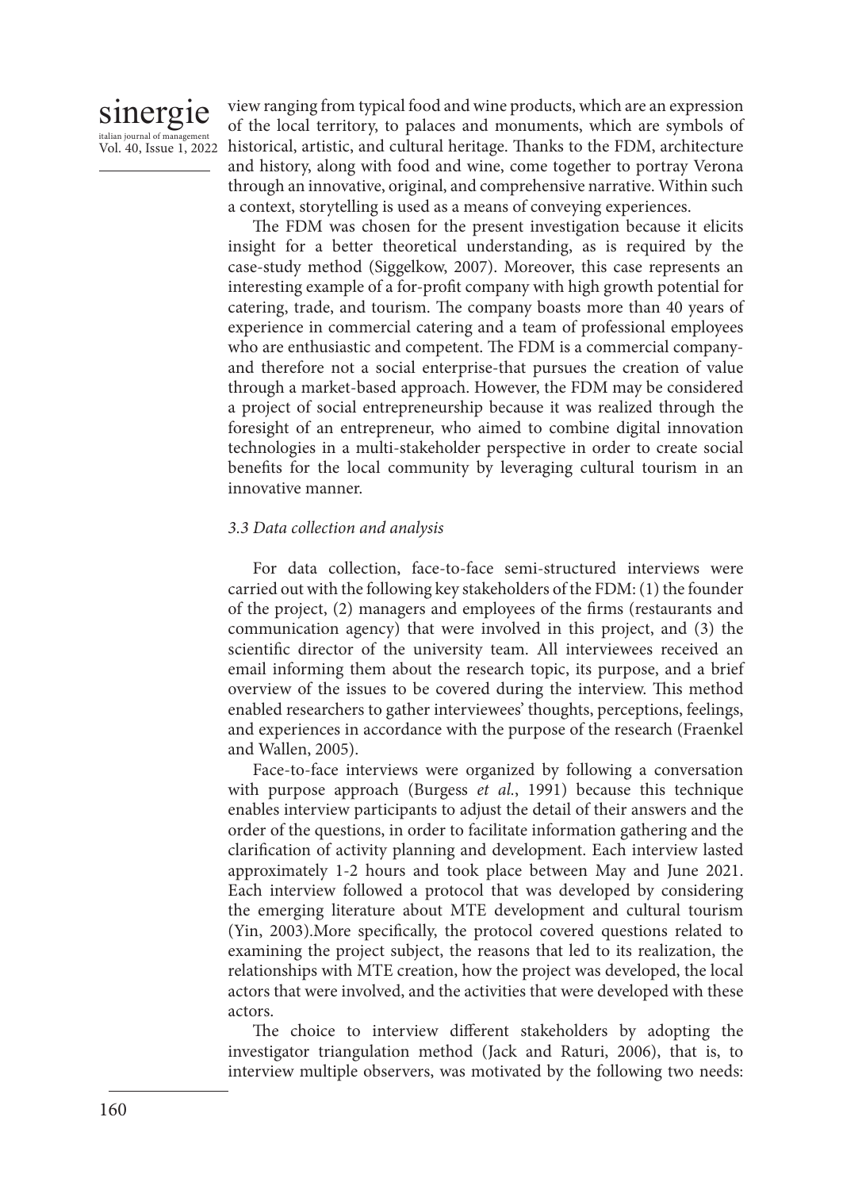view ranging from typical food and wine products, which are an expression of the local territory, to palaces and monuments, which are symbols of historical, artistic, and cultural heritage. Thanks to the FDM, architecture and history, along with food and wine, come together to portray Verona through an innovative, original, and comprehensive narrative. Within such a context, storytelling is used as a means of conveying experiences.

The FDM was chosen for the present investigation because it elicits insight for a better theoretical understanding, as is required by the case-study method (Siggelkow, 2007). Moreover, this case represents an interesting example of a for-profit company with high growth potential for catering, trade, and tourism. The company boasts more than 40 years of experience in commercial catering and a team of professional employees who are enthusiastic and competent. The FDM is a commercial company- and therefore not a social enterprise-that pursues the creation of value through a market-based approach. However, the FDM may be considered a project of social entrepreneurship because it was realized through the foresight of an entrepreneur, who aimed to combine digital innovation technologies in a multi-stakeholder perspective in order to create social benefits for the local community by leveraging cultural tourism in an innovative manner.

### *3.3 Data collection and analysis*

For data collection, face-to-face semi-structured interviews were carried out with the following key stakeholders of the FDM: (1) the founder of the project, (2) managers and employees of the firms (restaurants and communication agency) that were involved in this project, and (3) the scientific director of the university team. All interviewees received an email informing them about the research topic, its purpose, and a brief overview of the issues to be covered during the interview. This method enabled researchers to gather interviewees' thoughts, perceptions, feelings, and experiences in accordance with the purpose of the research (Fraenkel and Wallen, 2005).

Face-to-face interviews were organized by following a conversation with purpose approach (Burgess *et al.*, 1991) because this technique enables interview participants to adjust the detail of their answers and the order of the questions, in order to facilitate information gathering and the clarification of activity planning and development. Each interview lasted approximately 1-2 hours and took place between May and June 2021. Each interview followed a protocol that was developed by considering the emerging literature about MTE development and cultural tourism (Yin, 2003).More specifically, the protocol covered questions related to examining the project subject, the reasons that led to its realization, the relationships with MTE creation, how the project was developed, the local actors that were involved, and the activities that were developed with these actors.

The choice to interview different stakeholders by adopting the investigator triangulation method (Jack and Raturi, 2006), that is, to interview multiple observers, was motivated by the following two needs: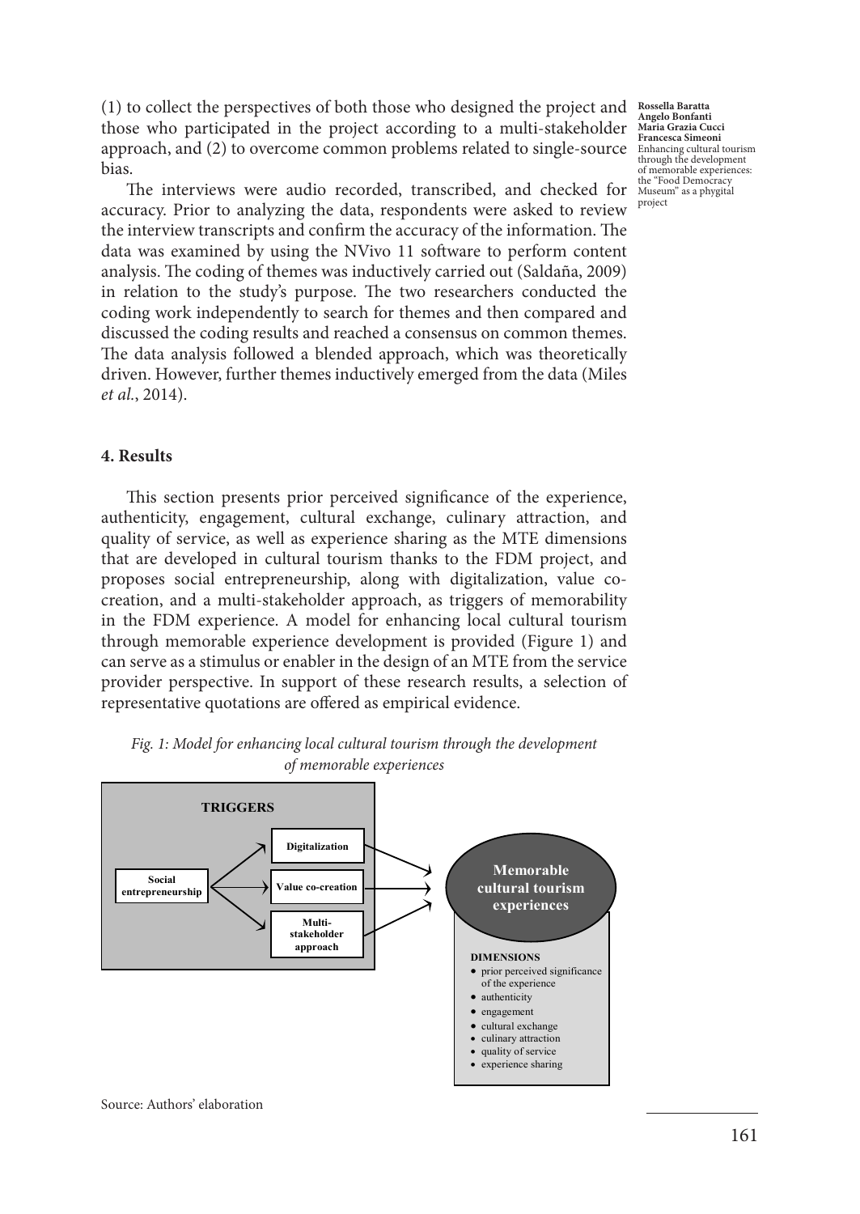(1) to collect the perspectives of both those who designed the project and those who participated in the project according to a multi-stakeholder approach, and (2) to overcome common problems related to single-source bias.

The interviews were audio recorded, transcribed, and checked for accuracy. Prior to analyzing the data, respondents were asked to review the interview transcripts and confirm the accuracy of the information. The data was examined by using the NVivo 11 software to perform content analysis. The coding of themes was inductively carried out (Saldaña, 2009) in relation to the study's purpose. The two researchers conducted the coding work independently to search for themes and then compared and discussed the coding results and reached a consensus on common themes. The data analysis followed a blended approach, which was theoretically driven. However, further themes inductively emerged from the data (Miles *et al.*, 2014).

## 4. Results

This section presents prior perceived significance of the experience, authenticity, engagement, cultural exchange, culinary attraction, and quality of service, as well as experience sharing as the MTE dimensions that are developed in cultural tourism thanks to the FDM project, and proposes social entrepreneurship, along with digitalization, value co-creation, and a multi-stakeholder approach, as triggers of memorability in the FDM experience. A model for enhancing local cultural tourism through memorable experience development is provided (Figure 1) and can serve as a stimulus or enabler in the design of an MTE from the service provider perspective. In support of these research results, a selection of representative quotations are offered as empirical evidence.

*Fig. 1: Model for enhancing local cultural tourism through the development of memorable experiences*

**TRIGGERS**

- **Social entrepreneurship** → **Digitalization**, **Value co-creation**, **Multi-stakeholder approach**
- **Digitalization**, **Value co-creation**, **Multi-stakeholder approach** → **Memorable cultural tourism experiences**

**DIMENSIONS**

- prior perceived significance of the experience
- authenticity
- engagement
- cultural exchange
- culinary attraction
- quality of service
- experience sharing

Source: Authors' elaboration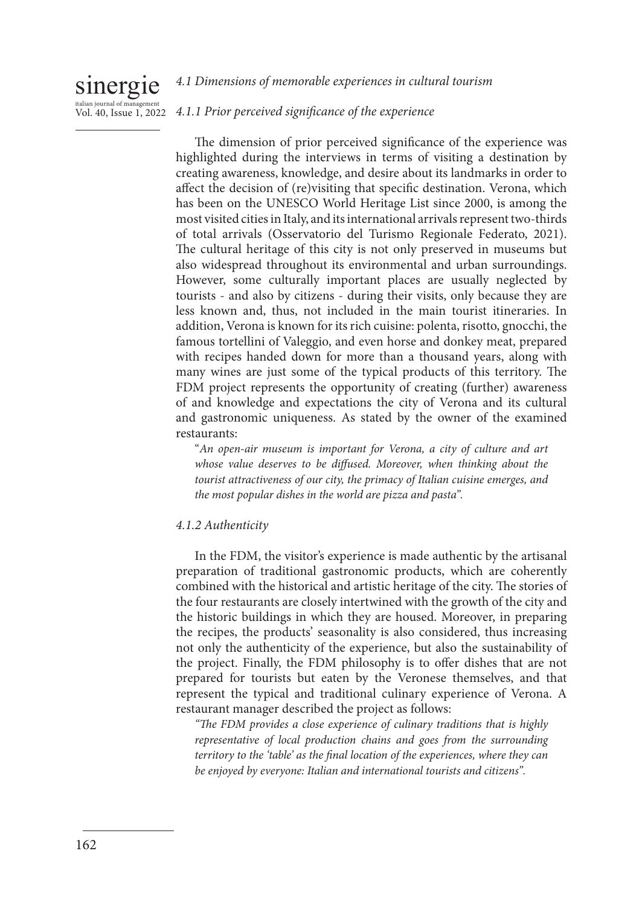### *4.1 Dimensions of memorable experiences in cultural tourism*

#### *4.1.1 Prior perceived significance of the experience*

The dimension of prior perceived significance of the experience was highlighted during the interviews in terms of visiting a destination by creating awareness, knowledge, and desire about its landmarks in order to affect the decision of (re)visiting that specific destination. Verona, which has been on the UNESCO World Heritage List since 2000, is among the most visited cities in Italy, and its international arrivals represent two-thirds of total arrivals (Osservatorio del Turismo Regionale Federato, 2021). The cultural heritage of this city is not only preserved in museums but also widespread throughout its environmental and urban surroundings. However, some culturally important places are usually neglected by tourists - and also by citizens - during their visits, only because they are less known and, thus, not included in the main tourist itineraries. In addition, Verona is known for its rich cuisine: polenta, risotto, gnocchi, the famous tortellini of Valeggio, and even horse and donkey meat, prepared with recipes handed down for more than a thousand years, along with many wines are just some of the typical products of this territory. The FDM project represents the opportunity of creating (further) awareness of and knowledge and expectations the city of Verona and its cultural and gastronomic uniqueness. As stated by the owner of the examined restaurants:

"*An open-air museum is important for Verona, a city of culture and art whose value deserves to be diffused. Moreover, when thinking about the tourist attractiveness of our city, the primacy of Italian cuisine emerges, and the most popular dishes in the world are pizza and pasta*".

#### *4.1.2 Authenticity*

In the FDM, the visitor's experience is made authentic by the artisanal preparation of traditional gastronomic products, which are coherently combined with the historical and artistic heritage of the city. The stories of the four restaurants are closely intertwined with the growth of the city and the historic buildings in which they are housed. Moreover, in preparing the recipes, the products' seasonality is also considered, thus increasing not only the authenticity of the experience, but also the sustainability of the project. Finally, the FDM philosophy is to offer dishes that are not prepared for tourists but eaten by the Veronese themselves, and that represent the typical and traditional culinary experience of Verona. A restaurant manager described the project as follows:

*"The FDM provides a close experience of culinary traditions that is highly representative of local production chains and goes from the surrounding territory to the 'table' as the final location of the experiences, where they can be enjoyed by everyone: Italian and international tourists and citizens".*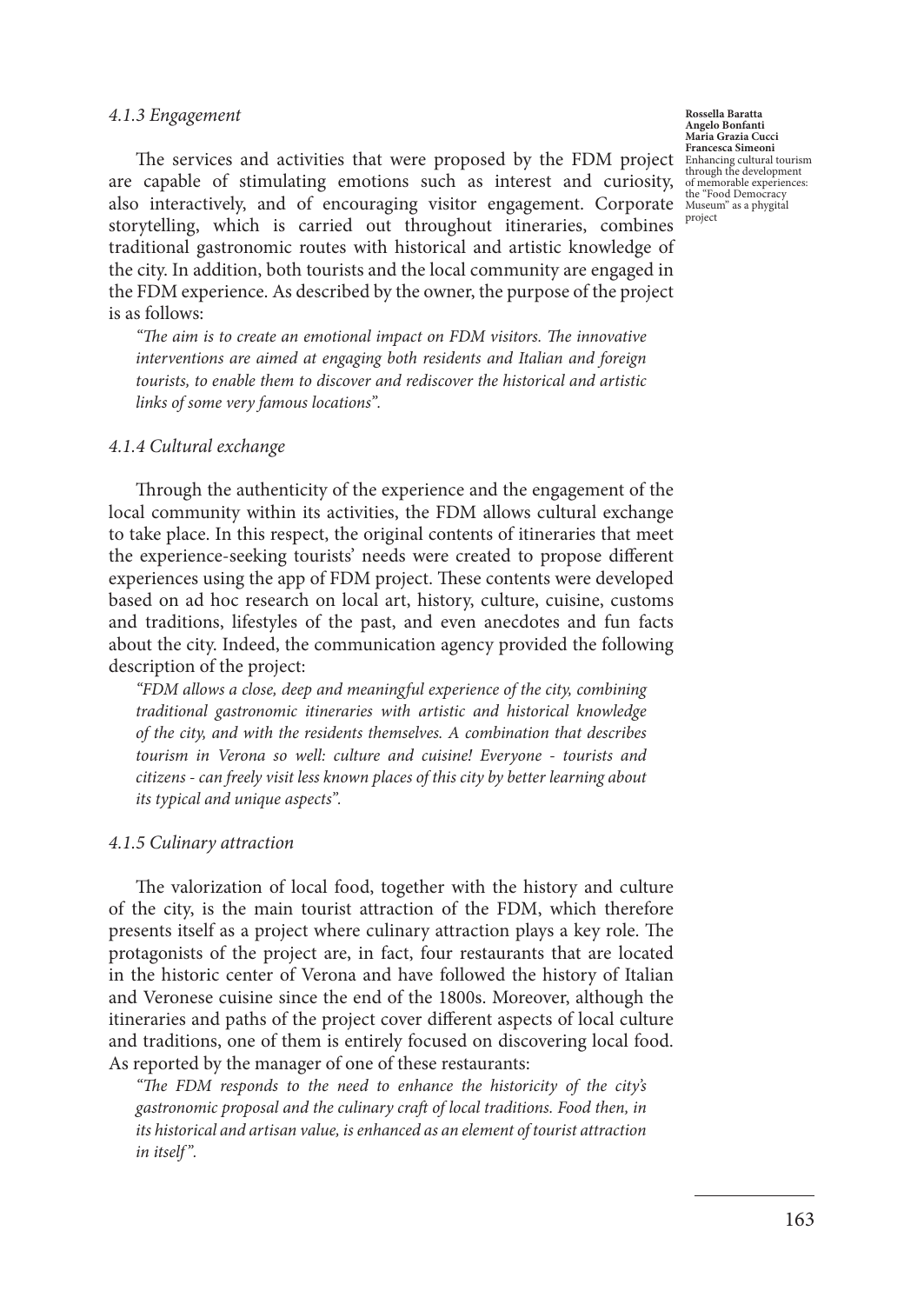#### *4.1.3 Engagement*

The services and activities that were proposed by the FDM project are capable of stimulating emotions such as interest and curiosity, also interactively, and of encouraging visitor engagement. Corporate storytelling, which is carried out throughout itineraries, combines traditional gastronomic routes with historical and artistic knowledge of the city. In addition, both tourists and the local community are engaged in the FDM experience. As described by the owner, the purpose of the project is as follows:

> *"The aim is to create an emotional impact on FDM visitors. The innovative interventions are aimed at engaging both residents and Italian and foreign tourists, to enable them to discover and rediscover the historical and artistic links of some very famous locations".*

#### *4.1.4 Cultural exchange*

Through the authenticity of the experience and the engagement of the local community within its activities, the FDM allows cultural exchange to take place. In this respect, the original contents of itineraries that meet the experience-seeking tourists' needs were created to propose different experiences using the app of FDM project. These contents were developed based on ad hoc research on local art, history, culture, cuisine, customs and traditions, lifestyles of the past, and even anecdotes and fun facts about the city. Indeed, the communication agency provided the following description of the project:

> *"FDM allows a close, deep and meaningful experience of the city, combining traditional gastronomic itineraries with artistic and historical knowledge of the city, and with the residents themselves. A combination that describes tourism in Verona so well: culture and cuisine! Everyone - tourists and citizens - can freely visit less known places of this city by better learning about its typical and unique aspects".*

#### *4.1.5 Culinary attraction*

The valorization of local food, together with the history and culture of the city, is the main tourist attraction of the FDM, which therefore presents itself as a project where culinary attraction plays a key role. The protagonists of the project are, in fact, four restaurants that are located in the historic center of Verona and have followed the history of Italian and Veronese cuisine since the end of the 1800s. Moreover, although the itineraries and paths of the project cover different aspects of local culture and traditions, one of them is entirely focused on discovering local food. As reported by the manager of one of these restaurants:

> *"The FDM responds to the need to enhance the historicity of the city's gastronomic proposal and the culinary craft of local traditions. Food then, in its historical and artisan value, is enhanced as an element of tourist attraction in itself".*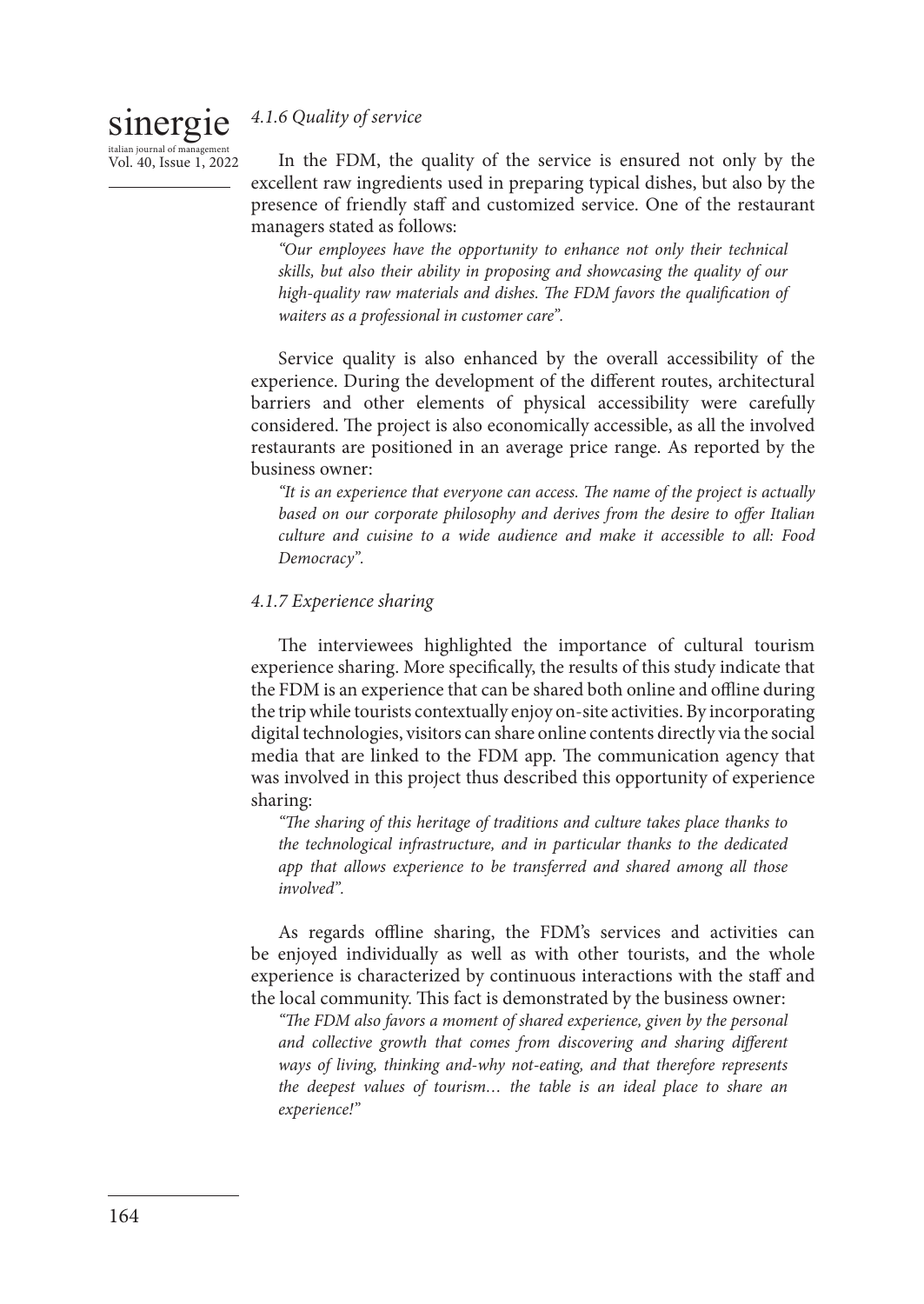#### *4.1.6 Quality of service*

In the FDM, the quality of the service is ensured not only by the excellent raw ingredients used in preparing typical dishes, but also by the presence of friendly staff and customized service. One of the restaurant managers stated as follows:

> *"Our employees have the opportunity to enhance not only their technical skills, but also their ability in proposing and showcasing the quality of our high-quality raw materials and dishes. The FDM favors the qualification of waiters as a professional in customer care".*

Service quality is also enhanced by the overall accessibility of the experience. During the development of the different routes, architectural barriers and other elements of physical accessibility were carefully considered. The project is also economically accessible, as all the involved restaurants are positioned in an average price range. As reported by the business owner:

> *"It is an experience that everyone can access. The name of the project is actually based on our corporate philosophy and derives from the desire to offer Italian culture and cuisine to a wide audience and make it accessible to all: Food Democracy".*

#### *4.1.7 Experience sharing*

The interviewees highlighted the importance of cultural tourism experience sharing. More specifically, the results of this study indicate that the FDM is an experience that can be shared both online and offline during the trip while tourists contextually enjoy on-site activities. By incorporating digital technologies, visitors can share online contents directly via the social media that are linked to the FDM app. The communication agency that was involved in this project thus described this opportunity of experience sharing:

> *"The sharing of this heritage of traditions and culture takes place thanks to the technological infrastructure, and in particular thanks to the dedicated app that allows experience to be transferred and shared among all those involved".*

As regards offline sharing, the FDM's services and activities can be enjoyed individually as well as with other tourists, and the whole experience is characterized by continuous interactions with the staff and the local community. This fact is demonstrated by the business owner:

> *"The FDM also favors a moment of shared experience, given by the personal and collective growth that comes from discovering and sharing different ways of living, thinking and-why not-eating, and that therefore represents the deepest values of tourism… the table is an ideal place to share an experience!"*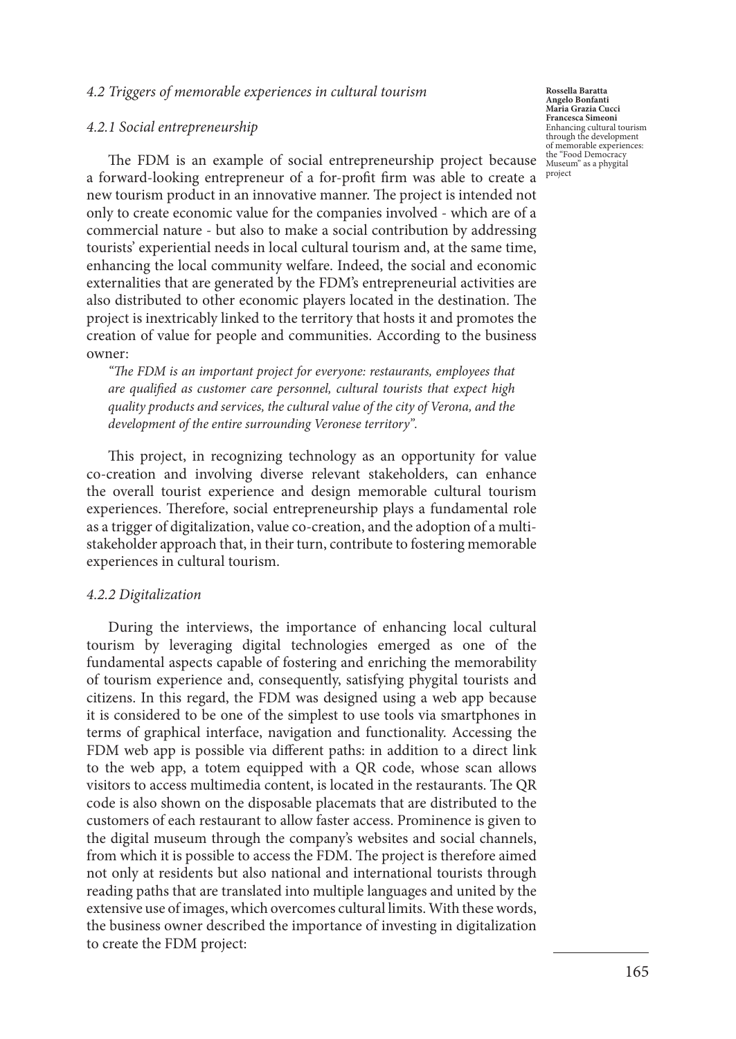### *4.2 Triggers of memorable experiences in cultural tourism*

#### *4.2.1 Social entrepreneurship*

The FDM is an example of social entrepreneurship project because a forward-looking entrepreneur of a for-profit firm was able to create a new tourism product in an innovative manner. The project is intended not only to create economic value for the companies involved - which are of a commercial nature - but also to make a social contribution by addressing tourists' experiential needs in local cultural tourism and, at the same time, enhancing the local community welfare. Indeed, the social and economic externalities that are generated by the FDM's entrepreneurial activities are also distributed to other economic players located in the destination. The project is inextricably linked to the territory that hosts it and promotes the creation of value for people and communities. According to the business owner:

*"The FDM is an important project for everyone: restaurants, employees that are qualified as customer care personnel, cultural tourists that expect high quality products and services, the cultural value of the city of Verona, and the development of the entire surrounding Veronese territory".*

This project, in recognizing technology as an opportunity for value co-creation and involving diverse relevant stakeholders, can enhance the overall tourist experience and design memorable cultural tourism experiences. Therefore, social entrepreneurship plays a fundamental role as a trigger of digitalization, value co-creation, and the adoption of a multi-stakeholder approach that, in their turn, contribute to fostering memorable experiences in cultural tourism.

#### *4.2.2 Digitalization*

During the interviews, the importance of enhancing local cultural tourism by leveraging digital technologies emerged as one of the fundamental aspects capable of fostering and enriching the memorability of tourism experience and, consequently, satisfying phygital tourists and citizens. In this regard, the FDM was designed using a web app because it is considered to be one of the simplest to use tools via smartphones in terms of graphical interface, navigation and functionality. Accessing the FDM web app is possible via different paths: in addition to a direct link to the web app, a totem equipped with a QR code, whose scan allows visitors to access multimedia content, is located in the restaurants. The QR code is also shown on the disposable placemats that are distributed to the customers of each restaurant to allow faster access. Prominence is given to the digital museum through the company's websites and social channels, from which it is possible to access the FDM. The project is therefore aimed not only at residents but also national and international tourists through reading paths that are translated into multiple languages and united by the extensive use of images, which overcomes cultural limits. With these words, the business owner described the importance of investing in digitalization to create the FDM project: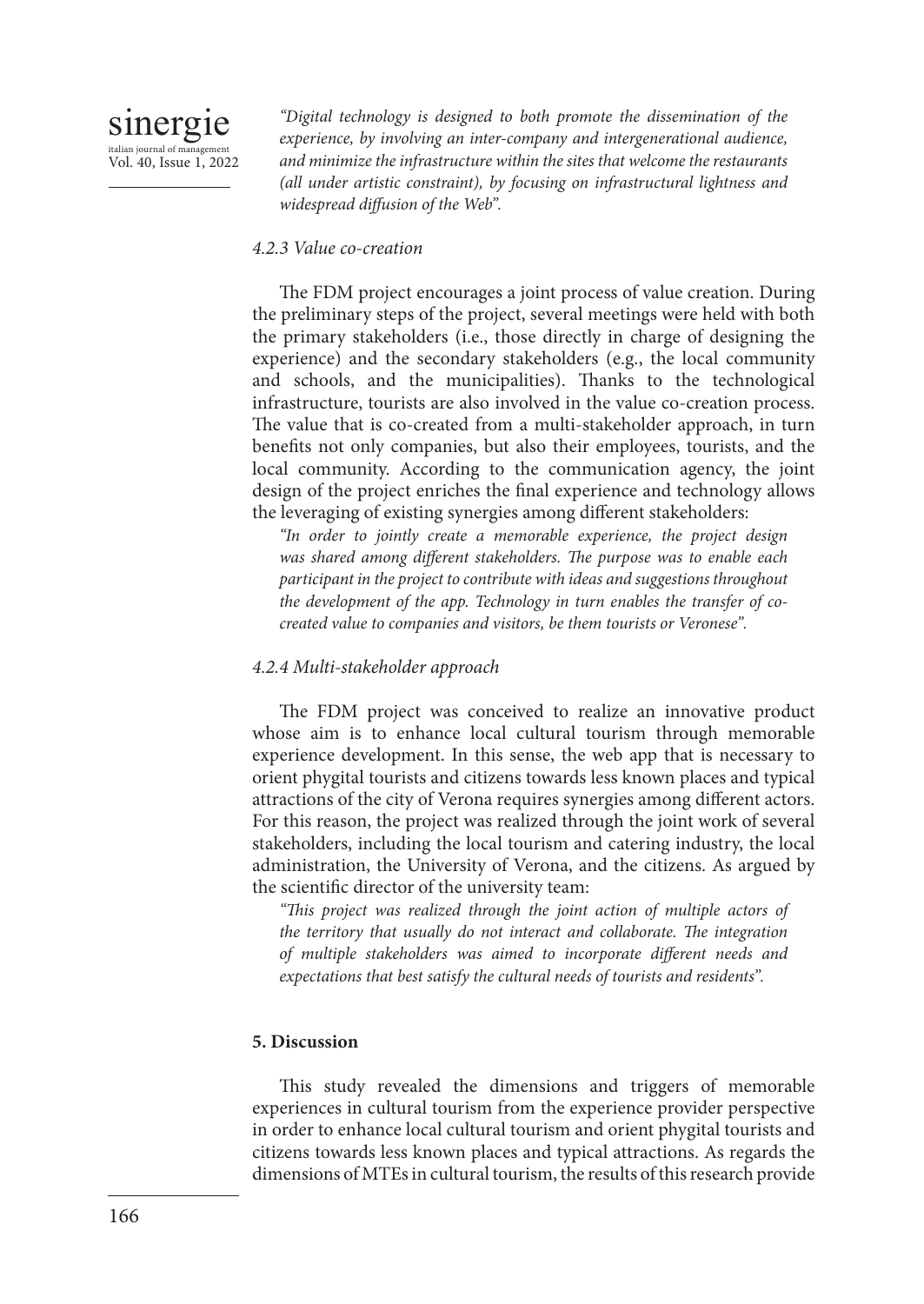*"Digital technology is designed to both promote the dissemination of the experience, by involving an inter-company and intergenerational audience, and minimize the infrastructure within the sites that welcome the restaurants (all under artistic constraint), by focusing on infrastructural lightness and widespread diffusion of the Web".*

#### *4.2.3 Value co-creation*

The FDM project encourages a joint process of value creation. During the preliminary steps of the project, several meetings were held with both the primary stakeholders (i.e., those directly in charge of designing the experience) and the secondary stakeholders (e.g., the local community and schools, and the municipalities). Thanks to the technological infrastructure, tourists are also involved in the value co-creation process. The value that is co-created from a multi-stakeholder approach, in turn benefits not only companies, but also their employees, tourists, and the local community. According to the communication agency, the joint design of the project enriches the final experience and technology allows the leveraging of existing synergies among different stakeholders:

*"In order to jointly create a memorable experience, the project design was shared among different stakeholders. The purpose was to enable each participant in the project to contribute with ideas and suggestions throughout the development of the app. Technology in turn enables the transfer of co-created value to companies and visitors, be them tourists or Veronese".*

#### *4.2.4 Multi-stakeholder approach*

The FDM project was conceived to realize an innovative product whose aim is to enhance local cultural tourism through memorable experience development. In this sense, the web app that is necessary to orient phygital tourists and citizens towards less known places and typical attractions of the city of Verona requires synergies among different actors. For this reason, the project was realized through the joint work of several stakeholders, including the local tourism and catering industry, the local administration, the University of Verona, and the citizens. As argued by the scientific director of the university team:

*"This project was realized through the joint action of multiple actors of the territory that usually do not interact and collaborate. The integration of multiple stakeholders was aimed to incorporate different needs and expectations that best satisfy the cultural needs of tourists and residents".*

## **5. Discussion**

This study revealed the dimensions and triggers of memorable experiences in cultural tourism from the experience provider perspective in order to enhance local cultural tourism and orient phygital tourists and citizens towards less known places and typical attractions. As regards the dimensions of MTEs in cultural tourism, the results of this research provide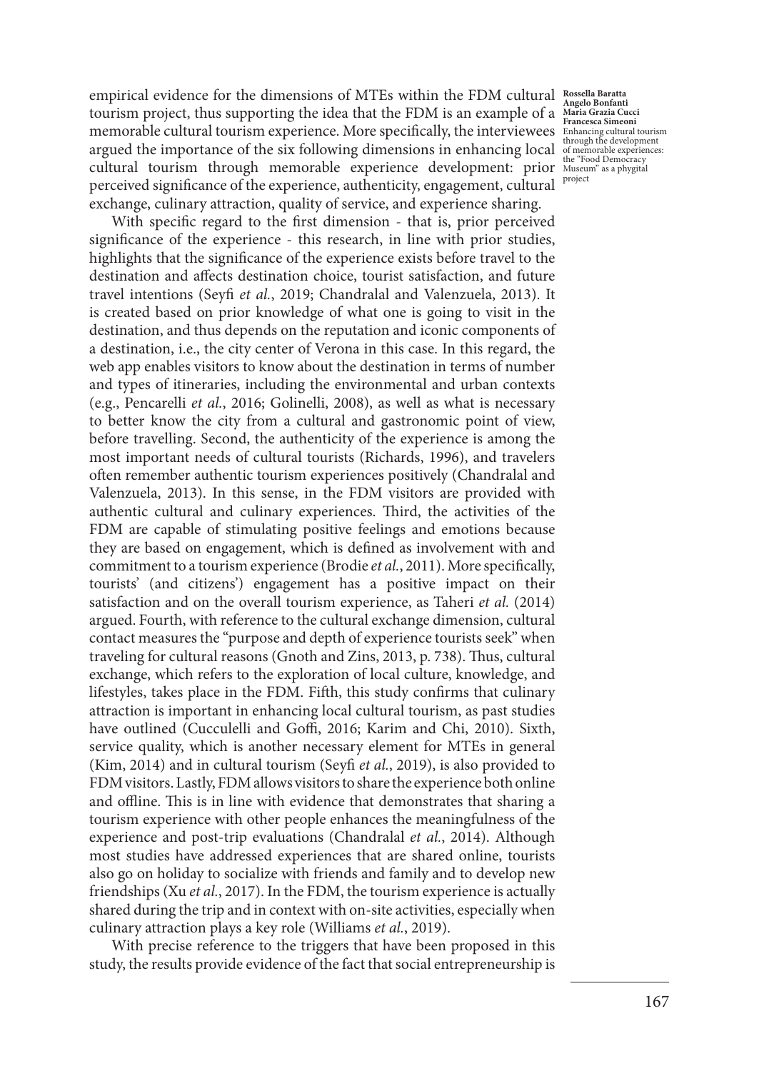empirical evidence for the dimensions of MTEs within the FDM cultural tourism project, thus supporting the idea that the FDM is an example of a memorable cultural tourism experience. More specifically, the interviewees argued the importance of the six following dimensions in enhancing local cultural tourism through memorable experience development: prior perceived significance of the experience, authenticity, engagement, cultural exchange, culinary attraction, quality of service, and experience sharing.

With specific regard to the first dimension - that is, prior perceived significance of the experience - this research, in line with prior studies, highlights that the significance of the experience exists before travel to the destination and affects destination choice, tourist satisfaction, and future travel intentions (Seyfi *et al.*, 2019; Chandralal and Valenzuela, 2013). It is created based on prior knowledge of what one is going to visit in the destination, and thus depends on the reputation and iconic components of a destination, i.e., the city center of Verona in this case. In this regard, the web app enables visitors to know about the destination in terms of number and types of itineraries, including the environmental and urban contexts (e.g., Pencarelli *et al.*, 2016; Golinelli, 2008), as well as what is necessary to better know the city from a cultural and gastronomic point of view, before travelling. Second, the authenticity of the experience is among the most important needs of cultural tourists (Richards, 1996), and travelers often remember authentic tourism experiences positively (Chandralal and Valenzuela, 2013). In this sense, in the FDM visitors are provided with authentic cultural and culinary experiences. Third, the activities of the FDM are capable of stimulating positive feelings and emotions because they are based on engagement, which is defined as involvement with and commitment to a tourism experience (Brodie *et al.*, 2011). More specifically, tourists' (and citizens') engagement has a positive impact on their satisfaction and on the overall tourism experience, as Taheri *et al.* (2014) argued. Fourth, with reference to the cultural exchange dimension, cultural contact measures the "purpose and depth of experience tourists seek" when traveling for cultural reasons (Gnoth and Zins, 2013, p. 738). Thus, cultural exchange, which refers to the exploration of local culture, knowledge, and lifestyles, takes place in the FDM. Fifth, this study confirms that culinary attraction is important in enhancing local cultural tourism, as past studies have outlined (Cucculelli and Goffi, 2016; Karim and Chi, 2010). Sixth, service quality, which is another necessary element for MTEs in general (Kim, 2014) and in cultural tourism (Seyfi *et al.*, 2019), is also provided to FDM visitors. Lastly, FDM allows visitors to share the experience both online and offline. This is in line with evidence that demonstrates that sharing a tourism experience with other people enhances the meaningfulness of the experience and post-trip evaluations (Chandralal *et al.*, 2014). Although most studies have addressed experiences that are shared online, tourists also go on holiday to socialize with friends and family and to develop new friendships (Xu *et al.*, 2017). In the FDM, the tourism experience is actually shared during the trip and in context with on-site activities, especially when culinary attraction plays a key role (Williams *et al.*, 2019).

With precise reference to the triggers that have been proposed in this study, the results provide evidence of the fact that social entrepreneurship is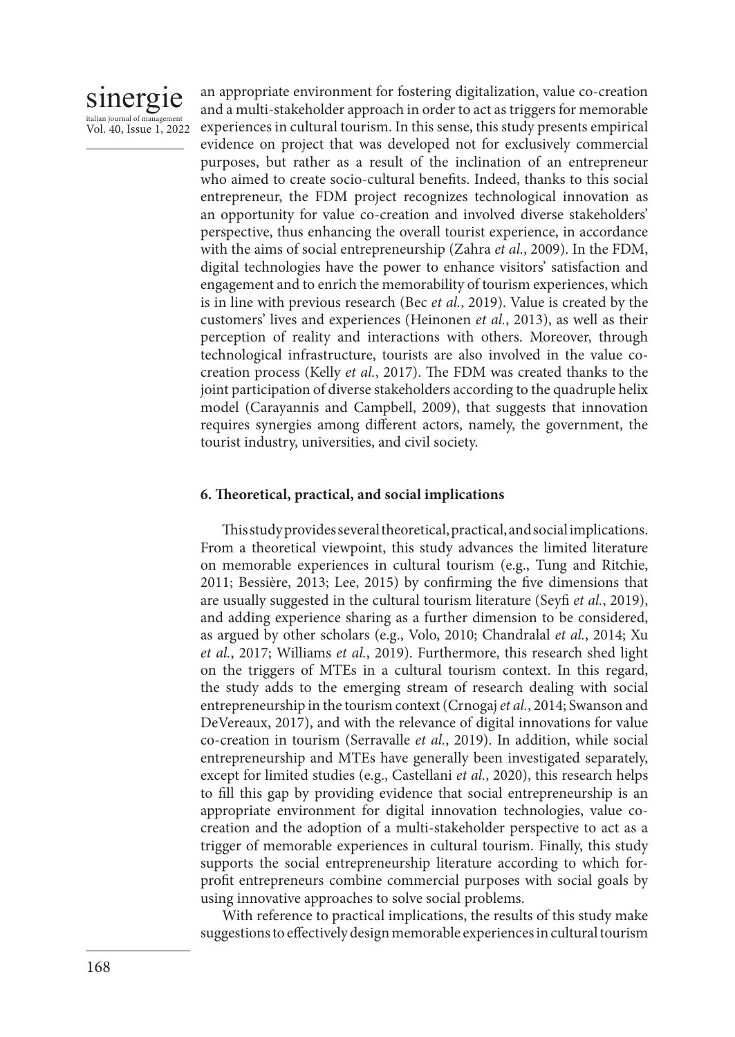an appropriate environment for fostering digitalization, value co-creation and a multi-stakeholder approach in order to act as triggers for memorable experiences in cultural tourism. In this sense, this study presents empirical evidence on project that was developed not for exclusively commercial purposes, but rather as a result of the inclination of an entrepreneur who aimed to create socio-cultural benefits. Indeed, thanks to this social entrepreneur, the FDM project recognizes technological innovation as an opportunity for value co-creation and involved diverse stakeholders' perspective, thus enhancing the overall tourist experience, in accordance with the aims of social entrepreneurship (Zahra *et al.*, 2009). In the FDM, digital technologies have the power to enhance visitors' satisfaction and engagement and to enrich the memorability of tourism experiences, which is in line with previous research (Bec *et al.*, 2019). Value is created by the customers' lives and experiences (Heinonen *et al.*, 2013), as well as their perception of reality and interactions with others. Moreover, through technological infrastructure, tourists are also involved in the value co-creation process (Kelly *et al.*, 2017). The FDM was created thanks to the joint participation of diverse stakeholders according to the quadruple helix model (Carayannis and Campbell, 2009), that suggests that innovation requires synergies among different actors, namely, the government, the tourist industry, universities, and civil society.

## 6. Theoretical, practical, and social implications

This study provides several theoretical, practical, and social implications. From a theoretical viewpoint, this study advances the limited literature on memorable experiences in cultural tourism (e.g., Tung and Ritchie, 2011; Bessière, 2013; Lee, 2015) by confirming the five dimensions that are usually suggested in the cultural tourism literature (Seyfi *et al.*, 2019), and adding experience sharing as a further dimension to be considered, as argued by other scholars (e.g., Volo, 2010; Chandralal *et al.*, 2014; Xu *et al.*, 2017; Williams *et al.*, 2019). Furthermore, this research shed light on the triggers of MTEs in a cultural tourism context. In this regard, the study adds to the emerging stream of research dealing with social entrepreneurship in the tourism context (Crnogaj *et al.*, 2014; Swanson and DeVereaux, 2017), and with the relevance of digital innovations for value co-creation in tourism (Serravalle *et al.*, 2019). In addition, while social entrepreneurship and MTEs have generally been investigated separately, except for limited studies (e.g., Castellani *et al.*, 2020), this research helps to fill this gap by providing evidence that social entrepreneurship is an appropriate environment for digital innovation technologies, value co-creation and the adoption of a multi-stakeholder perspective to act as a trigger of memorable experiences in cultural tourism. Finally, this study supports the social entrepreneurship literature according to which for-profit entrepreneurs combine commercial purposes with social goals by using innovative approaches to solve social problems.

With reference to practical implications, the results of this study make suggestions to effectively design memorable experiences in cultural tourism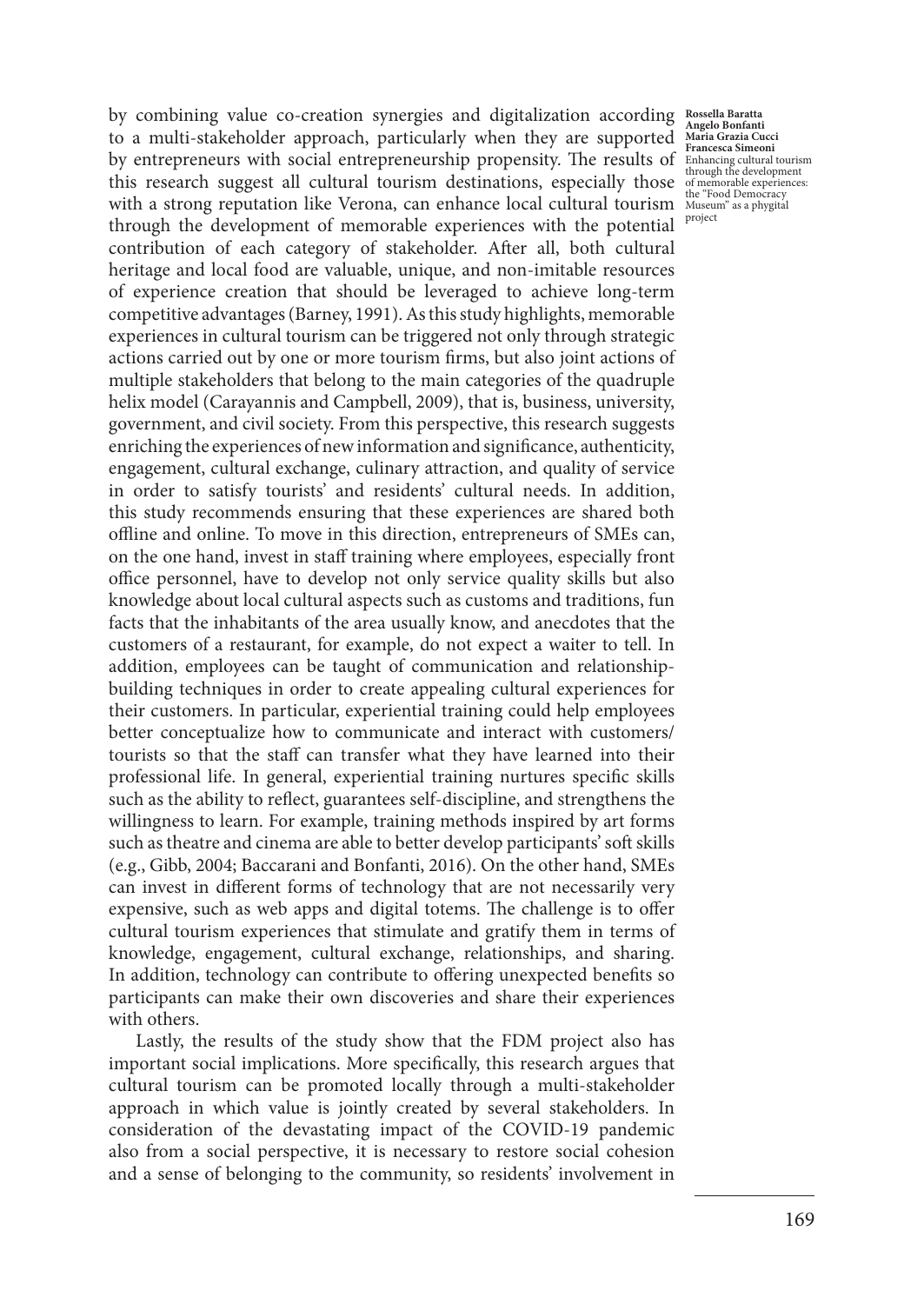by combining value co-creation synergies and digitalization according to a multi-stakeholder approach, particularly when they are supported by entrepreneurs with social entrepreneurship propensity. The results of this research suggest all cultural tourism destinations, especially those with a strong reputation like Verona, can enhance local cultural tourism through the development of memorable experiences with the potential contribution of each category of stakeholder. After all, both cultural heritage and local food are valuable, unique, and non-imitable resources of experience creation that should be leveraged to achieve long-term competitive advantages (Barney, 1991). As this study highlights, memorable experiences in cultural tourism can be triggered not only through strategic actions carried out by one or more tourism firms, but also joint actions of multiple stakeholders that belong to the main categories of the quadruple helix model (Carayannis and Campbell, 2009), that is, business, university, government, and civil society. From this perspective, this research suggests enriching the experiences of new information and significance, authenticity, engagement, cultural exchange, culinary attraction, and quality of service in order to satisfy tourists' and residents' cultural needs. In addition, this study recommends ensuring that these experiences are shared both offline and online. To move in this direction, entrepreneurs of SMEs can, on the one hand, invest in staff training where employees, especially front office personnel, have to develop not only service quality skills but also knowledge about local cultural aspects such as customs and traditions, fun facts that the inhabitants of the area usually know, and anecdotes that the customers of a restaurant, for example, do not expect a waiter to tell. In addition, employees can be taught of communication and relationship-building techniques in order to create appealing cultural experiences for their customers. In particular, experiential training could help employees better conceptualize how to communicate and interact with customers/tourists so that the staff can transfer what they have learned into their professional life. In general, experiential training nurtures specific skills such as the ability to reflect, guarantees self-discipline, and strengthens the willingness to learn. For example, training methods inspired by art forms such as theatre and cinema are able to better develop participants' soft skills (e.g., Gibb, 2004; Baccarani and Bonfanti, 2016). On the other hand, SMEs can invest in different forms of technology that are not necessarily very expensive, such as web apps and digital totems. The challenge is to offer cultural tourism experiences that stimulate and gratify them in terms of knowledge, engagement, cultural exchange, relationships, and sharing. In addition, technology can contribute to offering unexpected benefits so participants can make their own discoveries and share their experiences with others.

Lastly, the results of the study show that the FDM project also has important social implications. More specifically, this research argues that cultural tourism can be promoted locally through a multi-stakeholder approach in which value is jointly created by several stakeholders. In consideration of the devastating impact of the COVID-19 pandemic also from a social perspective, it is necessary to restore social cohesion and a sense of belonging to the community, so residents' involvement in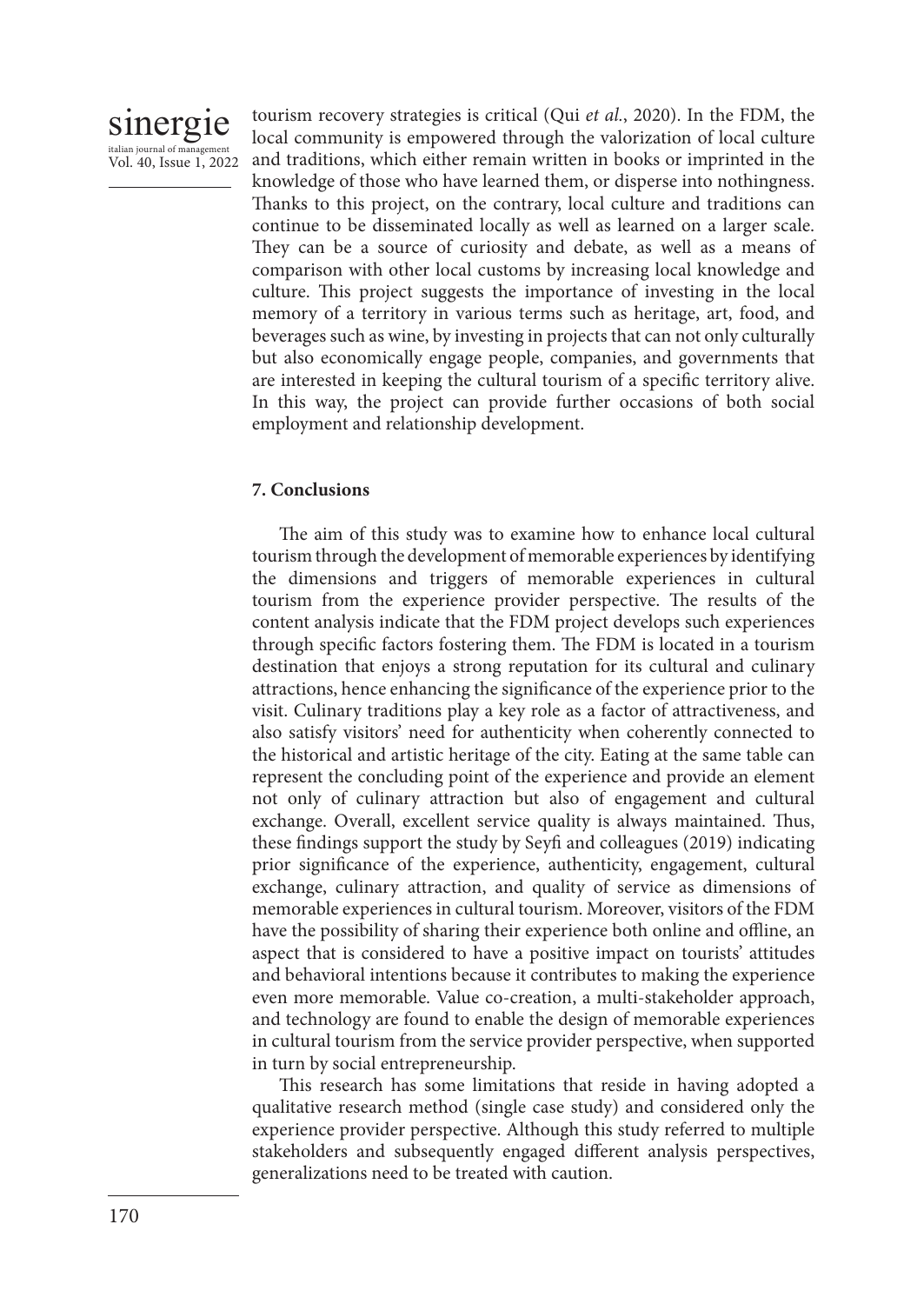tourism recovery strategies is critical (Qui *et al.*, 2020). In the FDM, the local community is empowered through the valorization of local culture and traditions, which either remain written in books or imprinted in the knowledge of those who have learned them, or disperse into nothingness. Thanks to this project, on the contrary, local culture and traditions can continue to be disseminated locally as well as learned on a larger scale. They can be a source of curiosity and debate, as well as a means of comparison with other local customs by increasing local knowledge and culture. This project suggests the importance of investing in the local memory of a territory in various terms such as heritage, art, food, and beverages such as wine, by investing in projects that can not only culturally but also economically engage people, companies, and governments that are interested in keeping the cultural tourism of a specific territory alive. In this way, the project can provide further occasions of both social employment and relationship development.

## 7. Conclusions

The aim of this study was to examine how to enhance local cultural tourism through the development of memorable experiences by identifying the dimensions and triggers of memorable experiences in cultural tourism from the experience provider perspective. The results of the content analysis indicate that the FDM project develops such experiences through specific factors fostering them. The FDM is located in a tourism destination that enjoys a strong reputation for its cultural and culinary attractions, hence enhancing the significance of the experience prior to the visit. Culinary traditions play a key role as a factor of attractiveness, and also satisfy visitors' need for authenticity when coherently connected to the historical and artistic heritage of the city. Eating at the same table can represent the concluding point of the experience and provide an element not only of culinary attraction but also of engagement and cultural exchange. Overall, excellent service quality is always maintained. Thus, these findings support the study by Seyfi and colleagues (2019) indicating prior significance of the experience, authenticity, engagement, cultural exchange, culinary attraction, and quality of service as dimensions of memorable experiences in cultural tourism. Moreover, visitors of the FDM have the possibility of sharing their experience both online and offline, an aspect that is considered to have a positive impact on tourists' attitudes and behavioral intentions because it contributes to making the experience even more memorable. Value co-creation, a multi-stakeholder approach, and technology are found to enable the design of memorable experiences in cultural tourism from the service provider perspective, when supported in turn by social entrepreneurship.

This research has some limitations that reside in having adopted a qualitative research method (single case study) and considered only the experience provider perspective. Although this study referred to multiple stakeholders and subsequently engaged different analysis perspectives, generalizations need to be treated with caution.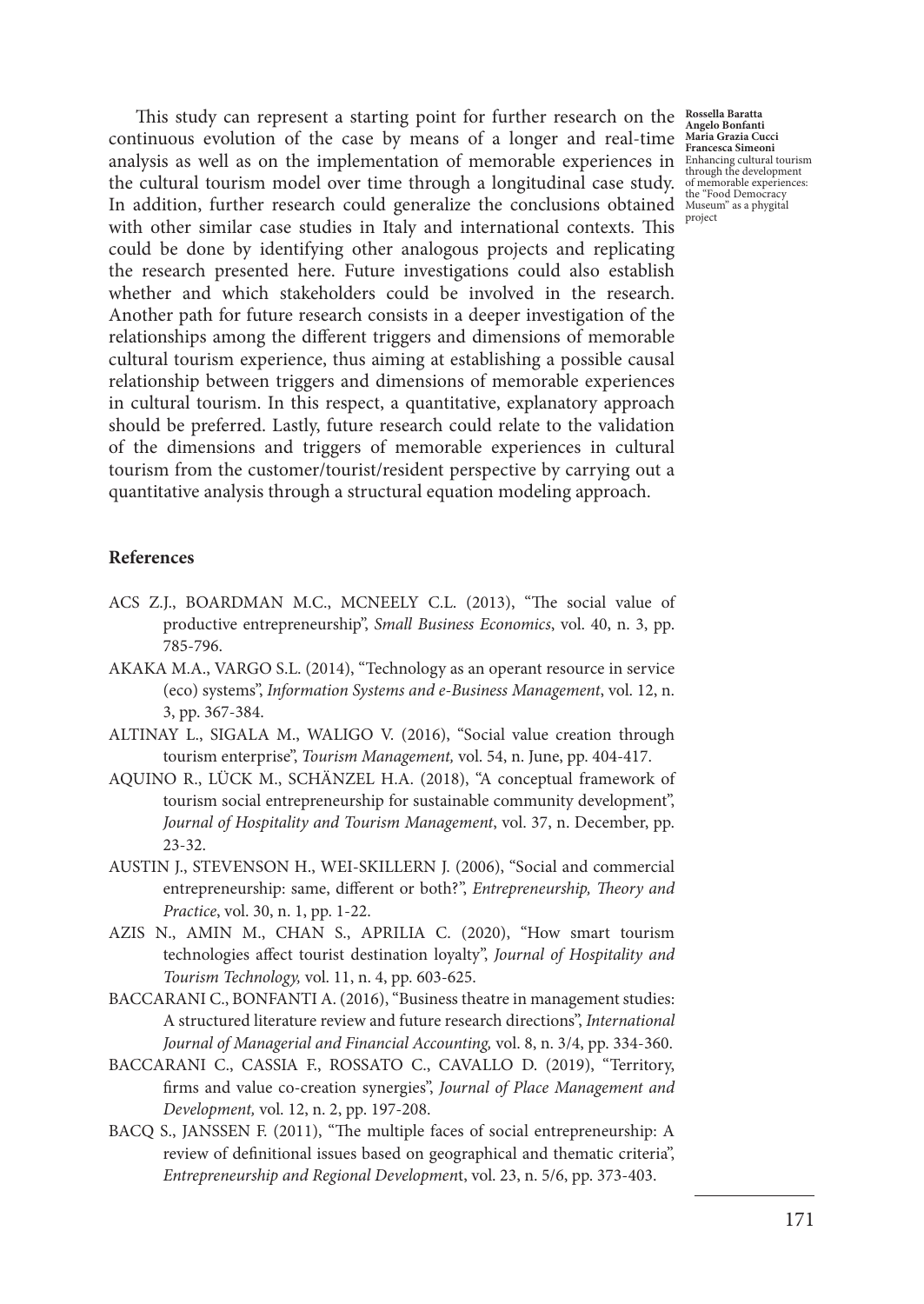This study can represent a starting point for further research on the continuous evolution of the case by means of a longer and real-time analysis as well as on the implementation of memorable experiences in the cultural tourism model over time through a longitudinal case study. In addition, further research could generalize the conclusions obtained with other similar case studies in Italy and international contexts. This could be done by identifying other analogous projects and replicating the research presented here. Future investigations could also establish whether and which stakeholders could be involved in the research. Another path for future research consists in a deeper investigation of the relationships among the different triggers and dimensions of memorable cultural tourism experience, thus aiming at establishing a possible causal relationship between triggers and dimensions of memorable experiences in cultural tourism. In this respect, a quantitative, explanatory approach should be preferred. Lastly, future research could relate to the validation of the dimensions and triggers of memorable experiences in cultural tourism from the customer/tourist/resident perspective by carrying out a quantitative analysis through a structural equation modeling approach.

## References

ACS Z.J., BOARDMAN M.C., MCNEELY C.L. (2013), "The social value of productive entrepreneurship", *Small Business Economics*, vol. 40, n. 3, pp. 785-796.

AKAKA M.A., VARGO S.L. (2014), "Technology as an operant resource in service (eco) systems", *Information Systems and e-Business Management*, vol. 12, n. 3, pp. 367-384.

ALTINAY L., SIGALA M., WALIGO V. (2016), "Social value creation through tourism enterprise", *Tourism Management,* vol. 54, n. June, pp. 404-417.

AQUINO R., LÜCK M., SCHÄNZEL H.A. (2018), "A conceptual framework of tourism social entrepreneurship for sustainable community development", *Journal of Hospitality and Tourism Management*, vol. 37, n. December, pp. 23-32.

AUSTIN J., STEVENSON H., WEI-SKILLERN J. (2006), "Social and commercial entrepreneurship: same, different or both?", *Entrepreneurship, Theory and Practice*, vol. 30, n. 1, pp. 1-22.

AZIS N., AMIN M., CHAN S., APRILIA C. (2020), "How smart tourism technologies affect tourist destination loyalty", *Journal of Hospitality and Tourism Technology,* vol. 11, n. 4, pp. 603-625.

BACCARANI C., BONFANTI A. (2016), "Business theatre in management studies: A structured literature review and future research directions", *International Journal of Managerial and Financial Accounting,* vol. 8, n. 3/4, pp. 334-360.

BACCARANI C., CASSIA F., ROSSATO C., CAVALLO D. (2019), "Territory, firms and value co-creation synergies", *Journal of Place Management and Development,* vol. 12, n. 2, pp. 197-208.

BACQ S., JANSSEN F. (2011), "The multiple faces of social entrepreneurship: A review of definitional issues based on geographical and thematic criteria", *Entrepreneurship and Regional Development*, vol. 23, n. 5/6, pp. 373-403.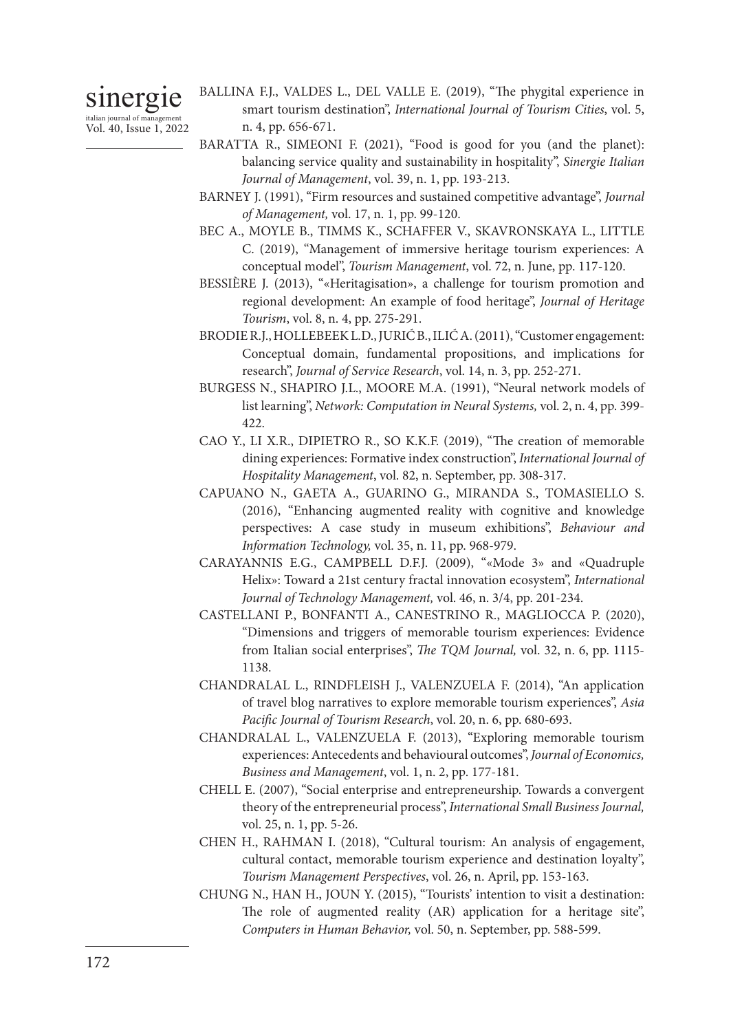BALLINA F.J., VALDES L., DEL VALLE E. (2019), "The phygital experience in smart tourism destination", *International Journal of Tourism Cities*, vol. 5, n. 4, pp. 656-671.

BARATTA R., SIMEONI F. (2021), "Food is good for you (and the planet): balancing service quality and sustainability in hospitality", *Sinergie Italian Journal of Management*, vol. 39, n. 1, pp. 193-213.

BARNEY J. (1991), "Firm resources and sustained competitive advantage", *Journal of Management,* vol. 17, n. 1, pp. 99-120.

BEC A., MOYLE B., TIMMS K., SCHAFFER V., SKAVRONSKAYA L., LITTLE C. (2019), "Management of immersive heritage tourism experiences: A conceptual model", *Tourism Management*, vol. 72, n. June, pp. 117-120.

BESSIÈRE J. (2013), "«Heritagisation», a challenge for tourism promotion and regional development: An example of food heritage", *Journal of Heritage Tourism*, vol. 8, n. 4, pp. 275-291.

BRODIE R.J., HOLLEBEEK L.D., JURIĆ B., ILIĆ A. (2011), "Customer engagement: Conceptual domain, fundamental propositions, and implications for research", *Journal of Service Research*, vol. 14, n. 3, pp. 252-271.

BURGESS N., SHAPIRO J.L., MOORE M.A. (1991), "Neural network models of list learning", *Network: Computation in Neural Systems,* vol. 2, n. 4, pp. 399-422.

CAO Y., LI X.R., DIPIETRO R., SO K.K.F. (2019), "The creation of memorable dining experiences: Formative index construction", *International Journal of Hospitality Management*, vol. 82, n. September, pp. 308-317.

CAPUANO N., GAETA A., GUARINO G., MIRANDA S., TOMASIELLO S. (2016), "Enhancing augmented reality with cognitive and knowledge perspectives: A case study in museum exhibitions", *Behaviour and Information Technology,* vol. 35, n. 11, pp. 968-979.

CARAYANNIS E.G., CAMPBELL D.F.J. (2009), "«Mode 3» and «Quadruple Helix»: Toward a 21st century fractal innovation ecosystem", *International Journal of Technology Management,* vol. 46, n. 3/4, pp. 201-234.

CASTELLANI P., BONFANTI A., CANESTRINO R., MAGLIOCCA P. (2020), "Dimensions and triggers of memorable tourism experiences: Evidence from Italian social enterprises", *The TQM Journal,* vol. 32, n. 6, pp. 1115-1138.

CHANDRALAL L., RINDFLEISH J., VALENZUELA F. (2014), "An application of travel blog narratives to explore memorable tourism experiences", *Asia Pacific Journal of Tourism Research*, vol. 20, n. 6, pp. 680-693.

CHANDRALAL L., VALENZUELA F. (2013), "Exploring memorable tourism experiences: Antecedents and behavioural outcomes", *Journal of Economics, Business and Management*, vol. 1, n. 2, pp. 177-181.

CHELL E. (2007), "Social enterprise and entrepreneurship. Towards a convergent theory of the entrepreneurial process", *International Small Business Journal,* vol. 25, n. 1, pp. 5-26.

CHEN H., RAHMAN I. (2018), "Cultural tourism: An analysis of engagement, cultural contact, memorable tourism experience and destination loyalty", *Tourism Management Perspectives*, vol. 26, n. April, pp. 153-163.

CHUNG N., HAN H., JOUN Y. (2015), "Tourists' intention to visit a destination: The role of augmented reality (AR) application for a heritage site", *Computers in Human Behavior,* vol. 50, n. September, pp. 588-599.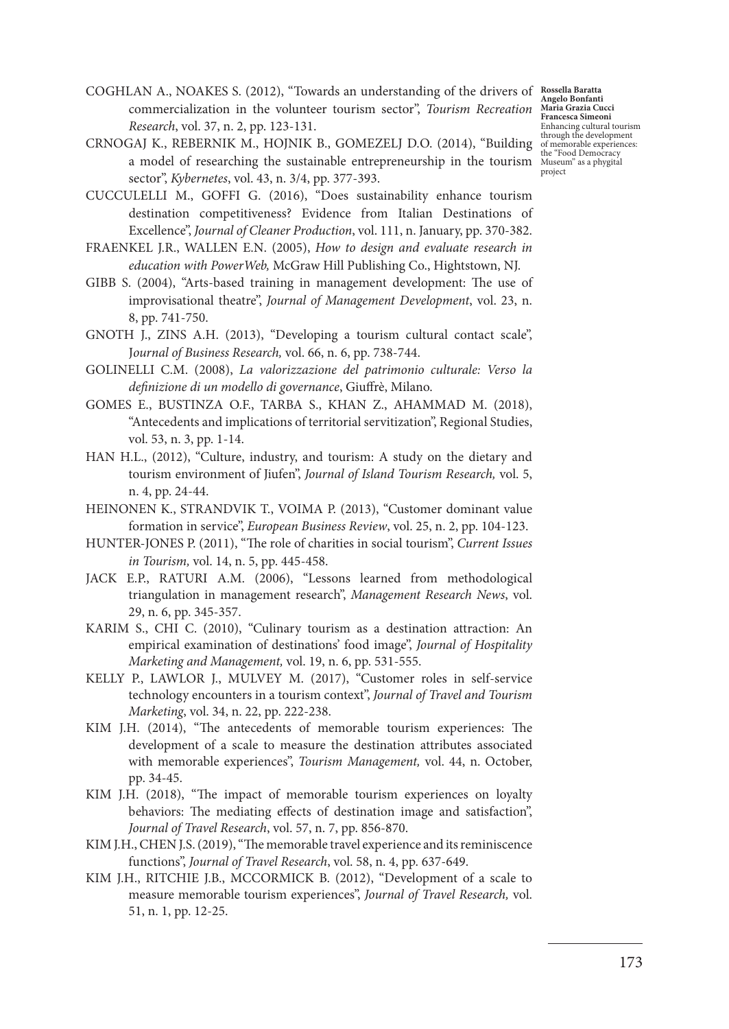COGHLAN A., NOAKES S. (2012), "Towards an understanding of the drivers of commercialization in the volunteer tourism sector", *Tourism Recreation Research*, vol. 37, n. 2, pp. 123-131.

CRNOGAJ K., REBERNIK M., HOJNIK B., GOMEZELJ D.O. (2014), "Building a model of researching the sustainable entrepreneurship in the tourism sector", *Kybernetes*, vol. 43, n. 3/4, pp. 377-393.

CUCCULELLI M., GOFFI G. (2016), "Does sustainability enhance tourism destination competitiveness? Evidence from Italian Destinations of Excellence", *Journal of Cleaner Production*, vol. 111, n. January, pp. 370-382.

FRAENKEL J.R., WALLEN E.N. (2005), *How to design and evaluate research in education with PowerWeb,* McGraw Hill Publishing Co., Hightstown, NJ.

GIBB S. (2004), "Arts-based training in management development: The use of improvisational theatre", *Journal of Management Development*, vol. 23, n. 8, pp. 741-750.

GNOTH J., ZINS A.H. (2013), "Developing a tourism cultural contact scale", *Journal of Business Research,* vol. 66, n. 6, pp. 738-744.

GOLINELLI C.M. (2008), *La valorizzazione del patrimonio culturale: Verso la definizione di un modello di governance*, Giuffrè, Milano.

GOMES E., BUSTINZA O.F., TARBA S., KHAN Z., AHAMMAD M. (2018), "Antecedents and implications of territorial servitization", Regional Studies, vol. 53, n. 3, pp. 1-14.

HAN H.L., (2012), "Culture, industry, and tourism: A study on the dietary and tourism environment of Jiufen", *Journal of Island Tourism Research,* vol. 5, n. 4, pp. 24-44.

HEINONEN K., STRANDVIK T., VOIMA P. (2013), "Customer dominant value formation in service", *European Business Review*, vol. 25, n. 2, pp. 104-123.

HUNTER-JONES P. (2011), "The role of charities in social tourism", *Current Issues in Tourism,* vol. 14, n. 5, pp. 445-458.

JACK E.P., RATURI A.M. (2006), "Lessons learned from methodological triangulation in management research", *Management Research News*, vol. 29, n. 6, pp. 345-357.

KARIM S., CHI C. (2010), "Culinary tourism as a destination attraction: An empirical examination of destinations' food image", *Journal of Hospitality Marketing and Management,* vol. 19, n. 6, pp. 531-555.

KELLY P., LAWLOR J., MULVEY M. (2017), "Customer roles in self-service technology encounters in a tourism context", *Journal of Travel and Tourism Marketing*, vol. 34, n. 22, pp. 222-238.

KIM J.H. (2014), "The antecedents of memorable tourism experiences: The development of a scale to measure the destination attributes associated with memorable experiences", *Tourism Management,* vol. 44, n. October, pp. 34-45.

KIM J.H. (2018), "The impact of memorable tourism experiences on loyalty behaviors: The mediating effects of destination image and satisfaction", *Journal of Travel Research*, vol. 57, n. 7, pp. 856-870.

KIM J.H., CHEN J.S. (2019), "The memorable travel experience and its reminiscence functions", *Journal of Travel Research*, vol. 58, n. 4, pp. 637-649.

KIM J.H., RITCHIE J.B., MCCORMICK B. (2012), "Development of a scale to measure memorable tourism experiences", *Journal of Travel Research,* vol. 51, n. 1, pp. 12-25.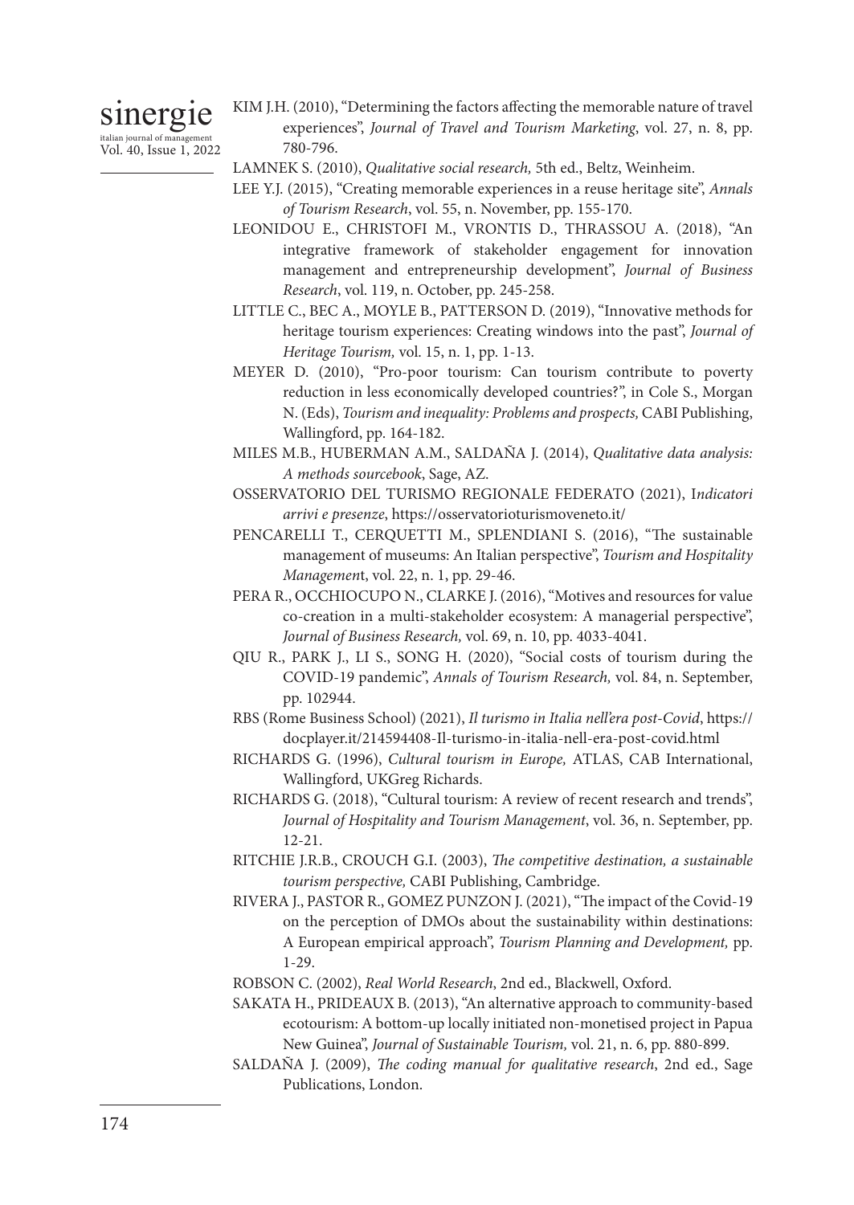KIM J.H. (2010), "Determining the factors affecting the memorable nature of travel experiences", *Journal of Travel and Tourism Marketing*, vol. 27, n. 8, pp. 780-796.

LAMNEK S. (2010), *Qualitative social research,* 5th ed., Beltz, Weinheim.

LEE Y.J. (2015), "Creating memorable experiences in a reuse heritage site", *Annals of Tourism Research*, vol. 55, n. November, pp. 155-170.

LEONIDOU E., CHRISTOFI M., VRONTIS D., THRASSOU A. (2018), "An integrative framework of stakeholder engagement for innovation management and entrepreneurship development", *Journal of Business Research*, vol. 119, n. October, pp. 245-258.

LITTLE C., BEC A., MOYLE B., PATTERSON D. (2019), "Innovative methods for heritage tourism experiences: Creating windows into the past", *Journal of Heritage Tourism,* vol. 15, n. 1, pp. 1-13.

MEYER D. (2010), "Pro-poor tourism: Can tourism contribute to poverty reduction in less economically developed countries?", in Cole S., Morgan N. (Eds), *Tourism and inequality: Problems and prospects,* CABI Publishing, Wallingford, pp. 164-182.

MILES M.B., HUBERMAN A.M., SALDAÑA J. (2014), *Qualitative data analysis: A methods sourcebook*, Sage, AZ.

OSSERVATORIO DEL TURISMO REGIONALE FEDERATO (2021), I*ndicatori arrivi e presenze*, https://osservatorioturismoveneto.it/

PENCARELLI T., CERQUETTI M., SPLENDIANI S. (2016), "The sustainable management of museums: An Italian perspective", *Tourism and Hospitality Managemen*t, vol. 22, n. 1, pp. 29-46.

PERA R., OCCHIOCUPO N., CLARKE J. (2016), "Motives and resources for value co-creation in a multi-stakeholder ecosystem: A managerial perspective", *Journal of Business Research,* vol. 69, n. 10, pp. 4033-4041.

QIU R., PARK J., LI S., SONG H. (2020), "Social costs of tourism during the COVID-19 pandemic", *Annals of Tourism Research,* vol. 84, n. September, pp. 102944.

RBS (Rome Business School) (2021), *Il turismo in Italia nell'era post-Covid*, https://docplayer.it/214594408-Il-turismo-in-italia-nell-era-post-covid.html

RICHARDS G. (1996), *Cultural tourism in Europe,* ATLAS, CAB International, Wallingford, UKGreg Richards.

RICHARDS G. (2018), "Cultural tourism: A review of recent research and trends", *Journal of Hospitality and Tourism Management*, vol. 36, n. September, pp. 12-21.

RITCHIE J.R.B., CROUCH G.I. (2003), *The competitive destination, a sustainable tourism perspective,* CABI Publishing, Cambridge.

RIVERA J., PASTOR R., GOMEZ PUNZON J. (2021), "The impact of the Covid-19 on the perception of DMOs about the sustainability within destinations: A European empirical approach", *Tourism Planning and Development,* pp. 1-29.

ROBSON C. (2002), *Real World Research*, 2nd ed., Blackwell, Oxford.

SAKATA H., PRIDEAUX B. (2013), "An alternative approach to community-based ecotourism: A bottom-up locally initiated non-monetised project in Papua New Guinea", *Journal of Sustainable Tourism,* vol. 21, n. 6, pp. 880-899.

SALDAÑA J. (2009), *The coding manual for qualitative research*, 2nd ed., Sage Publications, London.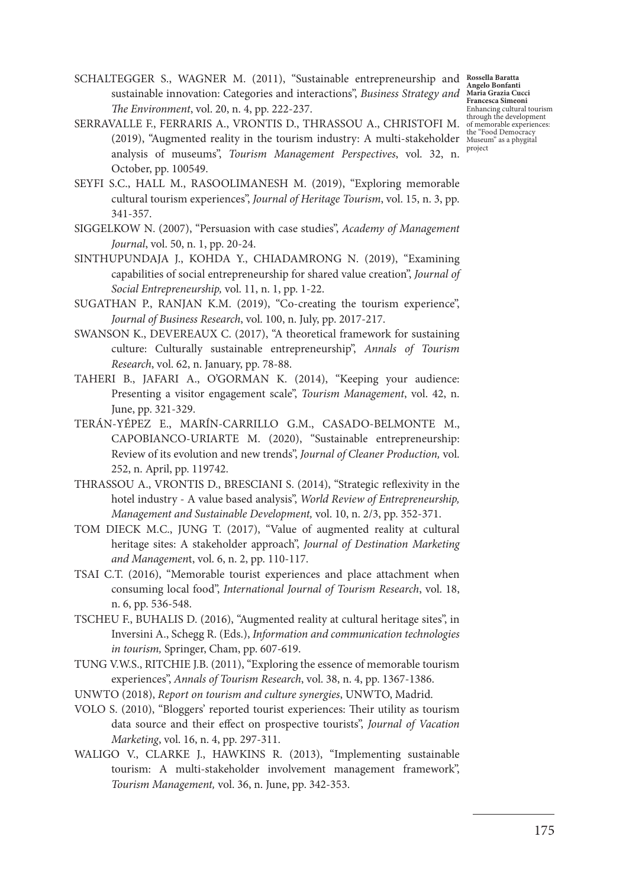SCHALTEGGER S., WAGNER M. (2011), "Sustainable entrepreneurship and sustainable innovation: Categories and interactions", *Business Strategy and The Environment*, vol. 20, n. 4, pp. 222-237.

SERRAVALLE F., FERRARIS A., VRONTIS D., THRASSOU A., CHRISTOFI M. (2019), "Augmented reality in the tourism industry: A multi-stakeholder analysis of museums", *Tourism Management Perspectives*, vol. 32, n. October, pp. 100549.

SEYFI S.C., HALL M., RASOOLIMANESH M. (2019), "Exploring memorable cultural tourism experiences", *Journal of Heritage Tourism*, vol. 15, n. 3, pp. 341-357.

SIGGELKOW N. (2007), "Persuasion with case studies", *Academy of Management Journal*, vol. 50, n. 1, pp. 20-24.

SINTHUPUNDAJA J., KOHDA Y., CHIADAMRONG N. (2019), "Examining capabilities of social entrepreneurship for shared value creation", *Journal of Social Entrepreneurship,* vol. 11, n. 1, pp. 1-22.

SUGATHAN P., RANJAN K.M. (2019), "Co-creating the tourism experience", *Journal of Business Research*, vol. 100, n. July, pp. 2017-217.

SWANSON K., DEVEREAUX C. (2017), "A theoretical framework for sustaining culture: Culturally sustainable entrepreneurship", *Annals of Tourism Research*, vol. 62, n. January, pp. 78-88.

TAHERI B., JAFARI A., O'GORMAN K. (2014), "Keeping your audience: Presenting a visitor engagement scale", *Tourism Management*, vol. 42, n. June, pp. 321-329.

TERÁN-YÉPEZ E., MARÍN-CARRILLO G.M., CASADO-BELMONTE M., CAPOBIANCO-URIARTE M. (2020), "Sustainable entrepreneurship: Review of its evolution and new trends", *Journal of Cleaner Production,* vol. 252, n. April, pp. 119742.

THRASSOU A., VRONTIS D., BRESCIANI S. (2014), "Strategic reflexivity in the hotel industry - A value based analysis", *World Review of Entrepreneurship, Management and Sustainable Development,* vol. 10, n. 2/3, pp. 352-371.

TOM DIECK M.C., JUNG T. (2017), "Value of augmented reality at cultural heritage sites: A stakeholder approach", *Journal of Destination Marketing and Management*, vol. 6, n. 2, pp. 110-117.

TSAI C.T. (2016), "Memorable tourist experiences and place attachment when consuming local food", *International Journal of Tourism Research*, vol. 18, n. 6, pp. 536-548.

TSCHEU F., BUHALIS D. (2016), "Augmented reality at cultural heritage sites", in Inversini A., Schegg R. (Eds.), *Information and communication technologies in tourism,* Springer, Cham, pp. 607-619.

TUNG V.W.S., RITCHIE J.B. (2011), "Exploring the essence of memorable tourism experiences", *Annals of Tourism Research*, vol. 38, n. 4, pp. 1367-1386.

UNWTO (2018), *Report on tourism and culture synergies*, UNWTO, Madrid.

VOLO S. (2010), "Bloggers' reported tourist experiences: Their utility as tourism data source and their effect on prospective tourists", *Journal of Vacation Marketing*, vol. 16, n. 4, pp. 297-311.

WALIGO V., CLARKE J., HAWKINS R. (2013), "Implementing sustainable tourism: A multi-stakeholder involvement management framework", *Tourism Management,* vol. 36, n. June, pp. 342-353.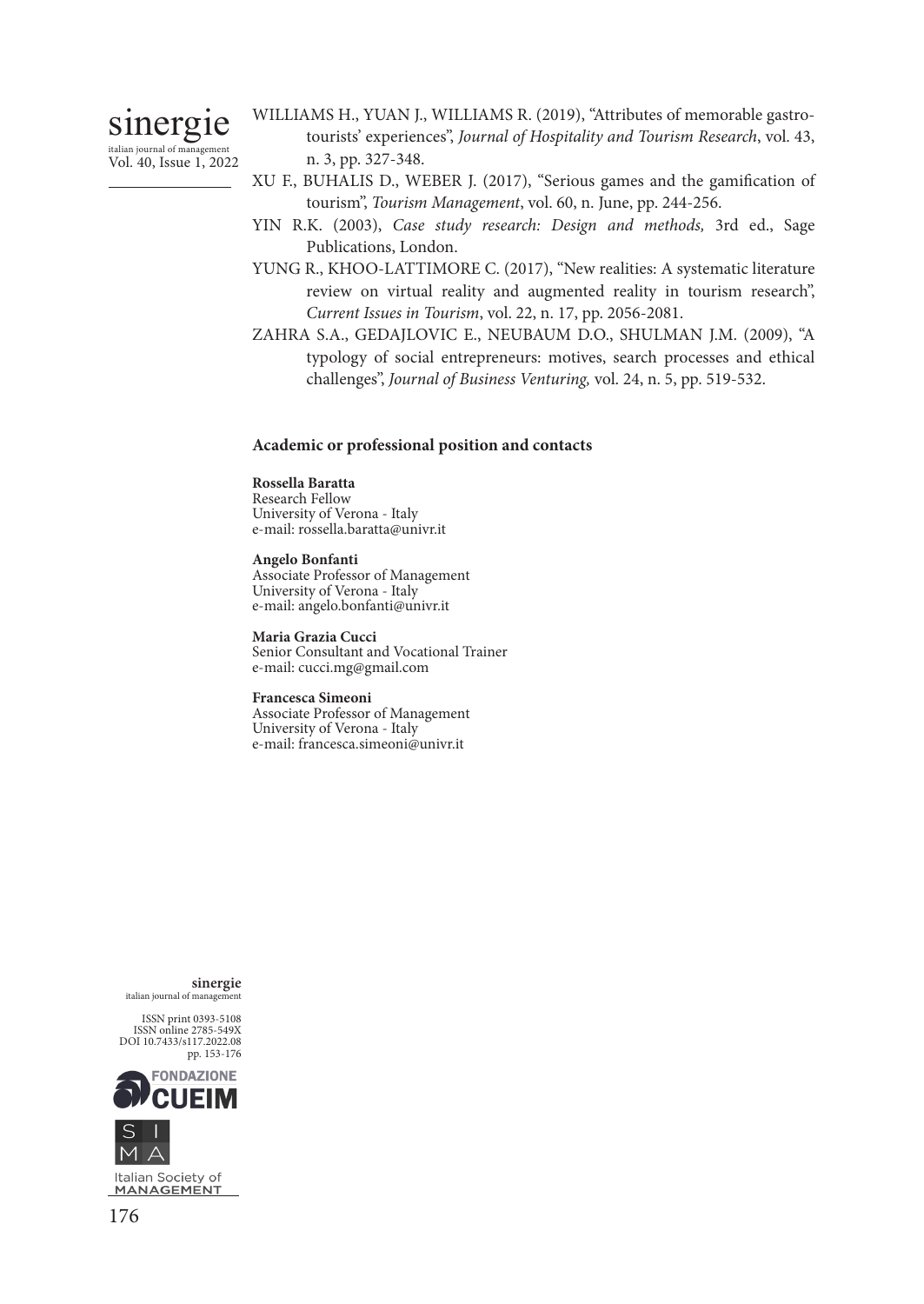WILLIAMS H., YUAN J., WILLIAMS R. (2019), "Attributes of memorable gastro-tourists' experiences", *Journal of Hospitality and Tourism Research*, vol. 43, n. 3, pp. 327-348.

XU F., BUHALIS D., WEBER J. (2017), "Serious games and the gamification of tourism", *Tourism Management*, vol. 60, n. June, pp. 244-256.

YIN R.K. (2003), *Case study research: Design and methods,* 3rd ed., Sage Publications, London.

YUNG R., KHOO-LATTIMORE C. (2017), "New realities: A systematic literature review on virtual reality and augmented reality in tourism research", *Current Issues in Tourism*, vol. 22, n. 17, pp. 2056-2081.

ZAHRA S.A., GEDAJLOVIC E., NEUBAUM D.O., SHULMAN J.M. (2009), "A typology of social entrepreneurs: motives, search processes and ethical challenges", *Journal of Business Venturing,* vol. 24, n. 5, pp. 519-532.

**Academic or professional position and contacts**

**Rossella Baratta**
Research Fellow
University of Verona - Italy
e-mail: rossella.baratta@univr.it

**Angelo Bonfanti**
Associate Professor of Management
University of Verona - Italy
e-mail: angelo.bonfanti@univr.it

**Maria Grazia Cucci**
Senior Consultant and Vocational Trainer
e-mail: cucci.mg@gmail.com

**Francesca Simeoni**
Associate Professor of Management
University of Verona - Italy
e-mail: francesca.simeoni@univr.it

**sinergie**
italian journal of management

ISSN print 0393-5108
ISSN online 2785-549X
DOI 10.7433/s117.2022.08
pp. 153-176